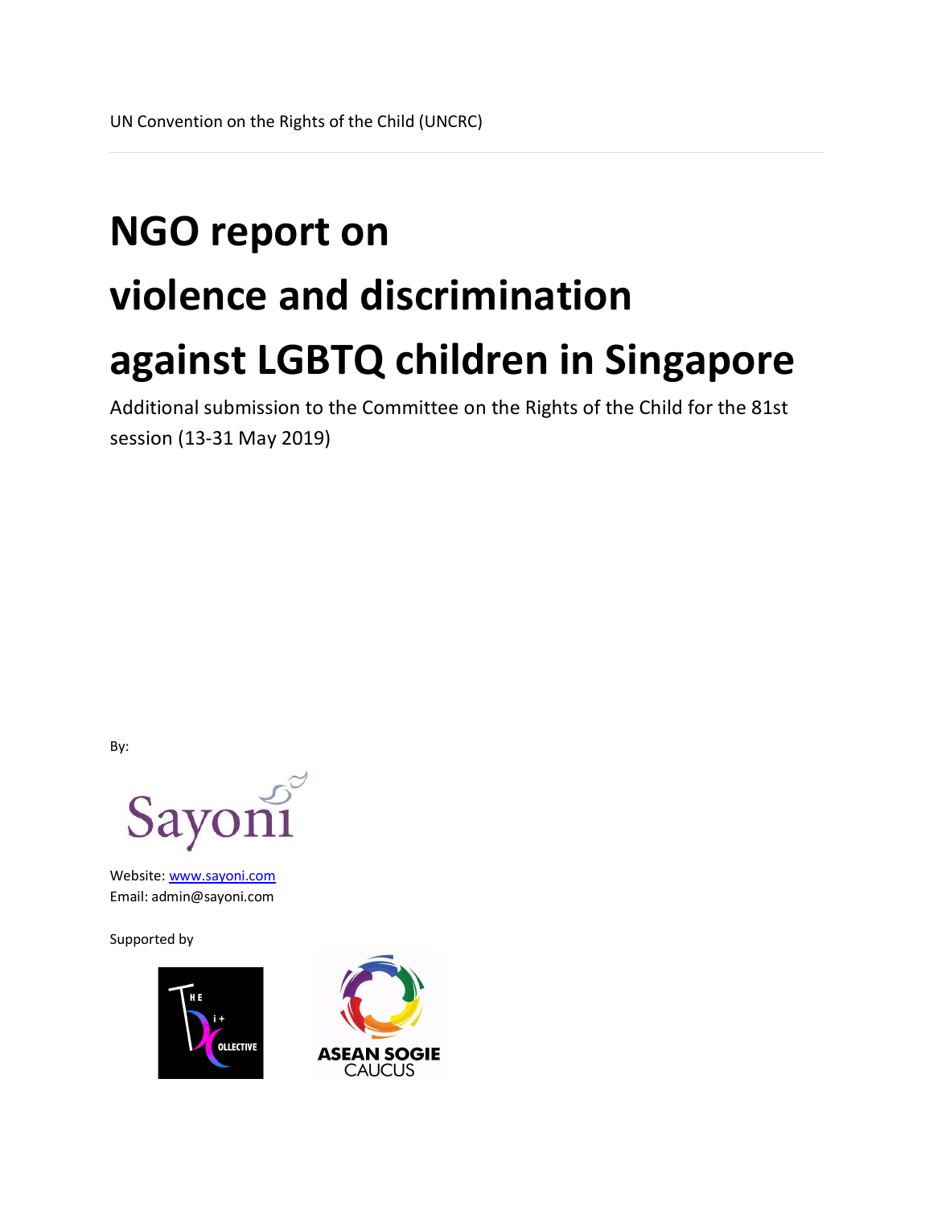UN Convention on the Rights of the Child (UNCRC)

# NGO report on violence and discrimination against LGBTQ children in Singapore

Additional submission to the Committee on the Rights of the Child for the 81st session (13-31 May 2019)

By:

Sayoni

Website: www.sayoni.com
Email: admin@sayoni.com

Supported by

The Bi+ Collective

ASEAN SOGIE CAUCUS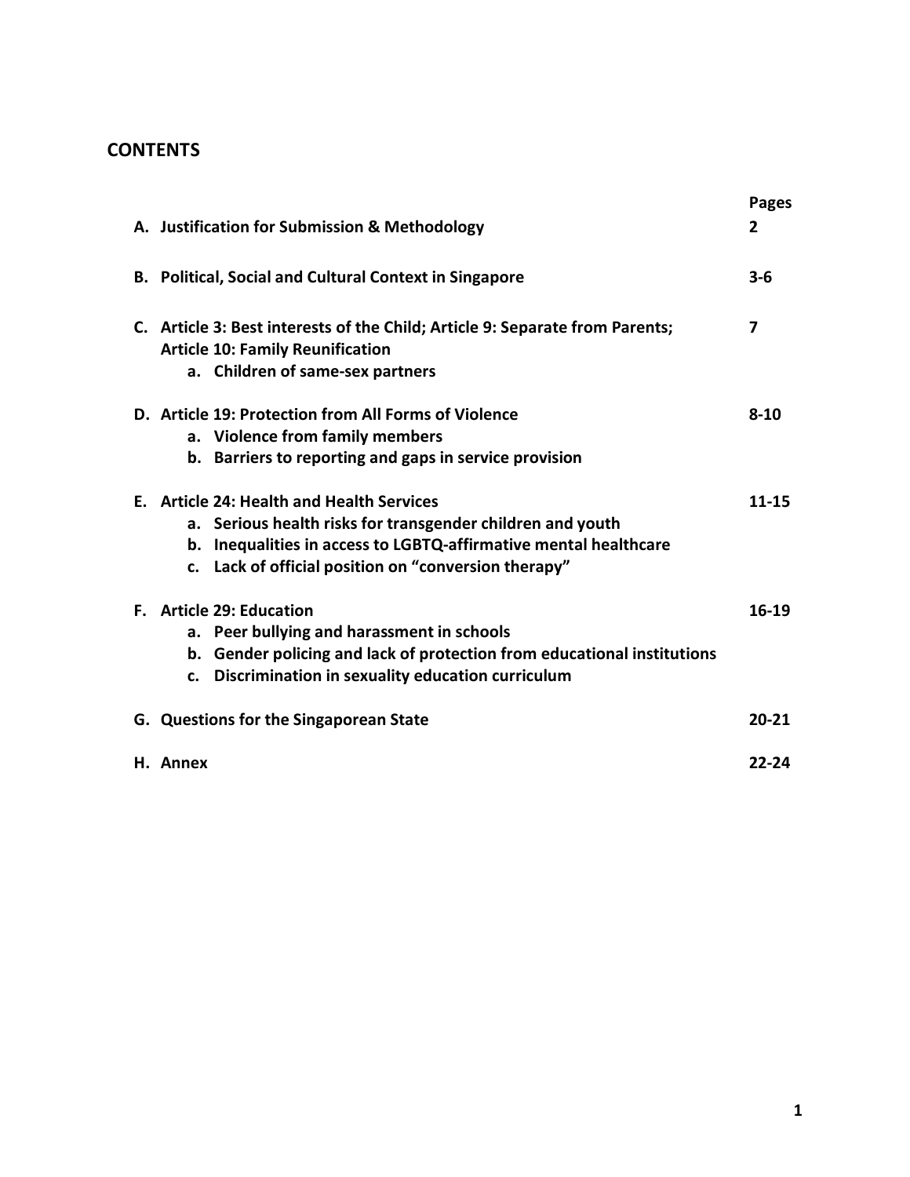## CONTENTS

| | Pages |
|---|---|
| **A. Justification for Submission & Methodology** | **2** |
| **B. Political, Social and Cultural Context in Singapore** | **3-6** |
| **C. Article 3: Best interests of the Child; Article 9: Separate from Parents; Article 10: Family Reunification**<br>**a. Children of same-sex partners** | **7** |
| **D. Article 19: Protection from All Forms of Violence**<br>**a. Violence from family members**<br>**b. Barriers to reporting and gaps in service provision** | **8-10** |
| **E. Article 24: Health and Health Services**<br>**a. Serious health risks for transgender children and youth**<br>**b. Inequalities in access to LGBTQ-affirmative mental healthcare**<br>**c. Lack of official position on "conversion therapy"** | **11-15** |
| **F. Article 29: Education**<br>**a. Peer bullying and harassment in schools**<br>**b. Gender policing and lack of protection from educational institutions**<br>**c. Discrimination in sexuality education curriculum** | **16-19** |
| **G. Questions for the Singaporean State** | **20-21** |
| **H. Annex** | **22-24** |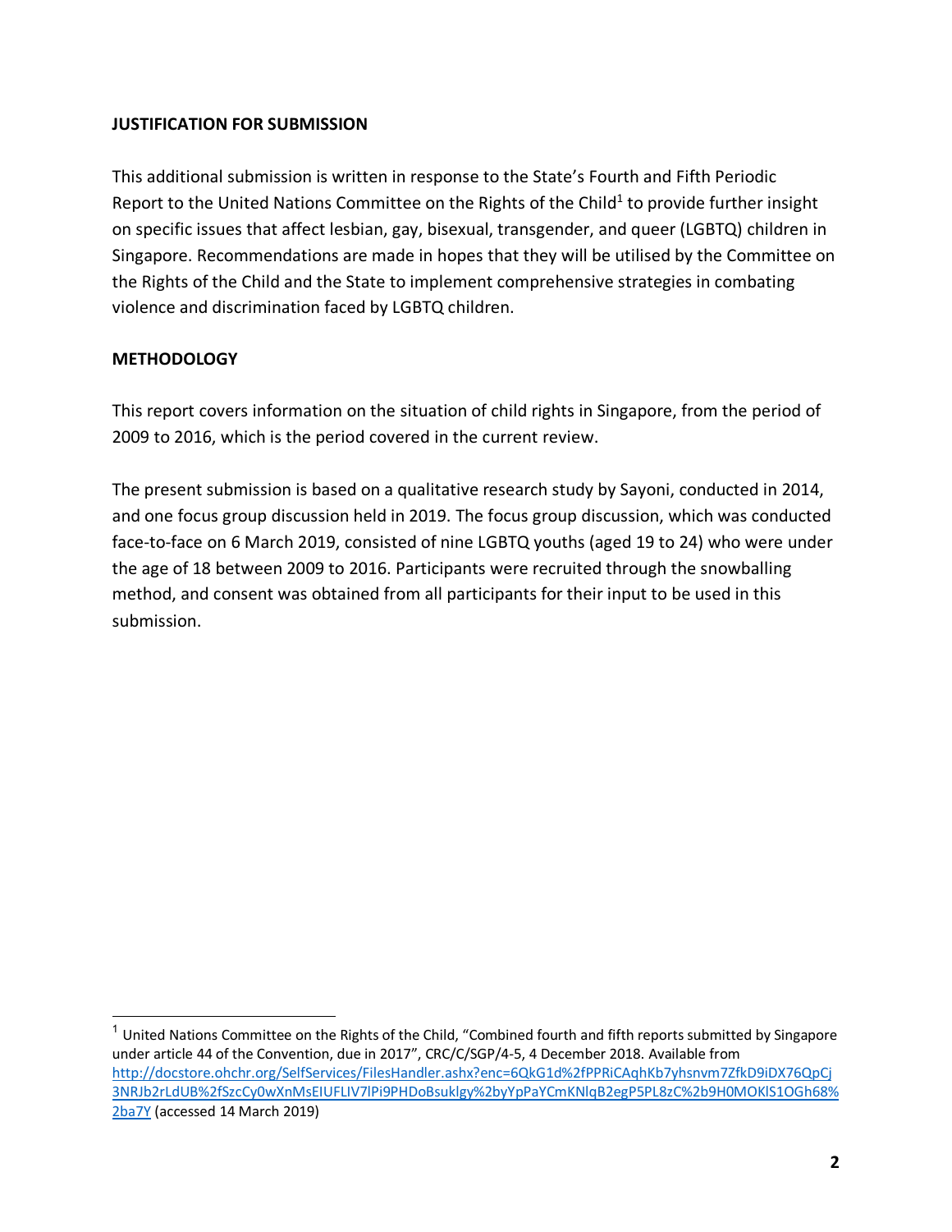**JUSTIFICATION FOR SUBMISSION**

This additional submission is written in response to the State's Fourth and Fifth Periodic Report to the United Nations Committee on the Rights of the Child[1] to provide further insight on specific issues that affect lesbian, gay, bisexual, transgender, and queer (LGBTQ) children in Singapore. Recommendations are made in hopes that they will be utilised by the Committee on the Rights of the Child and the State to implement comprehensive strategies in combating violence and discrimination faced by LGBTQ children.

**METHODOLOGY**

This report covers information on the situation of child rights in Singapore, from the period of 2009 to 2016, which is the period covered in the current review.

The present submission is based on a qualitative research study by Sayoni, conducted in 2014, and one focus group discussion held in 2019. The focus group discussion, which was conducted face-to-face on 6 March 2019, consisted of nine LGBTQ youths (aged 19 to 24) who were under the age of 18 between 2009 to 2016. Participants were recruited through the snowballing method, and consent was obtained from all participants for their input to be used in this submission.

---

[1] United Nations Committee on the Rights of the Child, "Combined fourth and fifth reports submitted by Singapore under article 44 of the Convention, due in 2017", CRC/C/SGP/4-5, 4 December 2018. Available from http://docstore.ohchr.org/SelfServices/FilesHandler.ashx?enc=6QkG1d%2fPPRiCAqhKb7yhsnvm7ZfkD9iDX76QpCj3NRJb2rLdUB%2fSzcCy0wXnMsEIUFLIV7lPi9PHDoBsuklgy%2byYpPaYCmKNlqB2egP5PL8zC%2b9H0MOKlS1OGh68%2ba7Y (accessed 14 March 2019)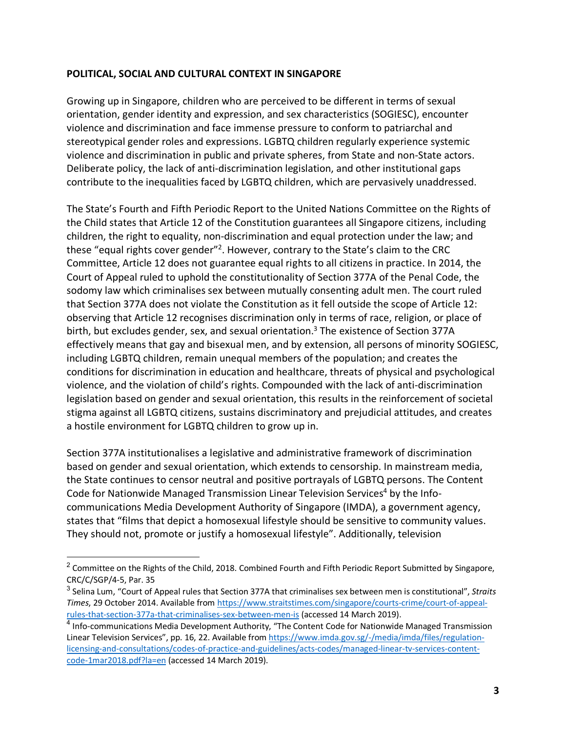**POLITICAL, SOCIAL AND CULTURAL CONTEXT IN SINGAPORE**

Growing up in Singapore, children who are perceived to be different in terms of sexual orientation, gender identity and expression, and sex characteristics (SOGIESC), encounter violence and discrimination and face immense pressure to conform to patriarchal and stereotypical gender roles and expressions. LGBTQ children regularly experience systemic violence and discrimination in public and private spheres, from State and non-State actors. Deliberate policy, the lack of anti-discrimination legislation, and other institutional gaps contribute to the inequalities faced by LGBTQ children, which are pervasively unaddressed.

The State's Fourth and Fifth Periodic Report to the United Nations Committee on the Rights of the Child states that Article 12 of the Constitution guarantees all Singapore citizens, including children, the right to equality, non-discrimination and equal protection under the law; and these "equal rights cover gender"[2]. However, contrary to the State's claim to the CRC Committee, Article 12 does not guarantee equal rights to all citizens in practice. In 2014, the Court of Appeal ruled to uphold the constitutionality of Section 377A of the Penal Code, the sodomy law which criminalises sex between mutually consenting adult men. The court ruled that Section 377A does not violate the Constitution as it fell outside the scope of Article 12: observing that Article 12 recognises discrimination only in terms of race, religion, or place of birth, but excludes gender, sex, and sexual orientation.[3] The existence of Section 377A effectively means that gay and bisexual men, and by extension, all persons of minority SOGIESC, including LGBTQ children, remain unequal members of the population; and creates the conditions for discrimination in education and healthcare, threats of physical and psychological violence, and the violation of child's rights. Compounded with the lack of anti-discrimination legislation based on gender and sexual orientation, this results in the reinforcement of societal stigma against all LGBTQ citizens, sustains discriminatory and prejudicial attitudes, and creates a hostile environment for LGBTQ children to grow up in.

Section 377A institutionalises a legislative and administrative framework of discrimination based on gender and sexual orientation, which extends to censorship. In mainstream media, the State continues to censor neutral and positive portrayals of LGBTQ persons. The Content Code for Nationwide Managed Transmission Linear Television Services[4] by the Info-communications Media Development Authority of Singapore (IMDA), a government agency, states that "films that depict a homosexual lifestyle should be sensitive to community values. They should not, promote or justify a homosexual lifestyle". Additionally, television

---

[2] Committee on the Rights of the Child, 2018. Combined Fourth and Fifth Periodic Report Submitted by Singapore, CRC/C/SGP/4-5, Par. 35

[3] Selina Lum, "Court of Appeal rules that Section 377A that criminalises sex between men is constitutional", *Straits Times*, 29 October 2014. Available from https://www.straitstimes.com/singapore/courts-crime/court-of-appeal-rules-that-section-377a-that-criminalises-sex-between-men-is (accessed 14 March 2019).

[4] Info-communications Media Development Authority, "The Content Code for Nationwide Managed Transmission Linear Television Services", pp. 16, 22. Available from https://www.imda.gov.sg/-/media/imda/files/regulation-licensing-and-consultations/codes-of-practice-and-guidelines/acts-codes/managed-linear-tv-services-content-code-1mar2018.pdf?la=en (accessed 14 March 2019).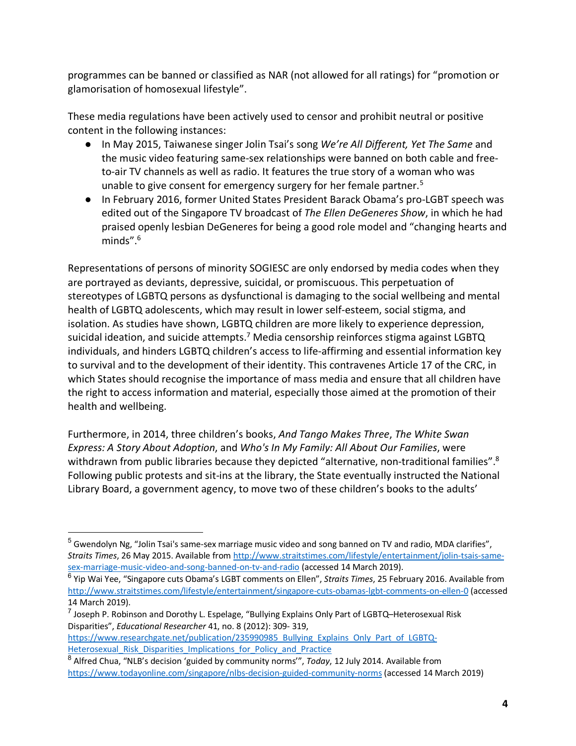programmes can be banned or classified as NAR (not allowed for all ratings) for "promotion or glamorisation of homosexual lifestyle".

These media regulations have been actively used to censor and prohibit neutral or positive content in the following instances:

- In May 2015, Taiwanese singer Jolin Tsai's song *We're All Different, Yet The Same* and the music video featuring same-sex relationships were banned on both cable and free-to-air TV channels as well as radio. It features the true story of a woman who was unable to give consent for emergency surgery for her female partner.[5]
- In February 2016, former United States President Barack Obama's pro-LGBT speech was edited out of the Singapore TV broadcast of *The Ellen DeGeneres Show*, in which he had praised openly lesbian DeGeneres for being a good role model and "changing hearts and minds".[6]

Representations of persons of minority SOGIESC are only endorsed by media codes when they are portrayed as deviants, depressive, suicidal, or promiscuous. This perpetuation of stereotypes of LGBTQ persons as dysfunctional is damaging to the social wellbeing and mental health of LGBTQ adolescents, which may result in lower self-esteem, social stigma, and isolation. As studies have shown, LGBTQ children are more likely to experience depression, suicidal ideation, and suicide attempts.[7] Media censorship reinforces stigma against LGBTQ individuals, and hinders LGBTQ children's access to life-affirming and essential information key to survival and to the development of their identity. This contravenes Article 17 of the CRC, in which States should recognise the importance of mass media and ensure that all children have the right to access information and material, especially those aimed at the promotion of their health and wellbeing.

Furthermore, in 2014, three children's books, *And Tango Makes Three*, *The White Swan Express: A Story About Adoption*, and *Who's In My Family: All About Our Families*, were withdrawn from public libraries because they depicted "alternative, non-traditional families".[8] Following public protests and sit-ins at the library, the State eventually instructed the National Library Board, a government agency, to move two of these children's books to the adults'

---

[5] Gwendolyn Ng, "Jolin Tsai's same-sex marriage music video and song banned on TV and radio, MDA clarifies", *Straits Times*, 26 May 2015. Available from http://www.straitstimes.com/lifestyle/entertainment/jolin-tsais-same-sex-marriage-music-video-and-song-banned-on-tv-and-radio (accessed 14 March 2019).

[6] Yip Wai Yee, "Singapore cuts Obama's LGBT comments on Ellen", *Straits Times*, 25 February 2016. Available from http://www.straitstimes.com/lifestyle/entertainment/singapore-cuts-obamas-lgbt-comments-on-ellen-0 (accessed 14 March 2019).

[7] Joseph P. Robinson and Dorothy L. Espelage, "Bullying Explains Only Part of LGBTQ–Heterosexual Risk Disparities", *Educational Researcher* 41, no. 8 (2012): 309- 319, https://www.researchgate.net/publication/235990985_Bullying_Explains_Only_Part_of_LGBTQ-Heterosexual_Risk_Disparities_Implications_for_Policy_and_Practice

[8] Alfred Chua, "NLB's decision 'guided by community norms'", *Today*, 12 July 2014. Available from https://www.todayonline.com/singapore/nlbs-decision-guided-community-norms (accessed 14 March 2019)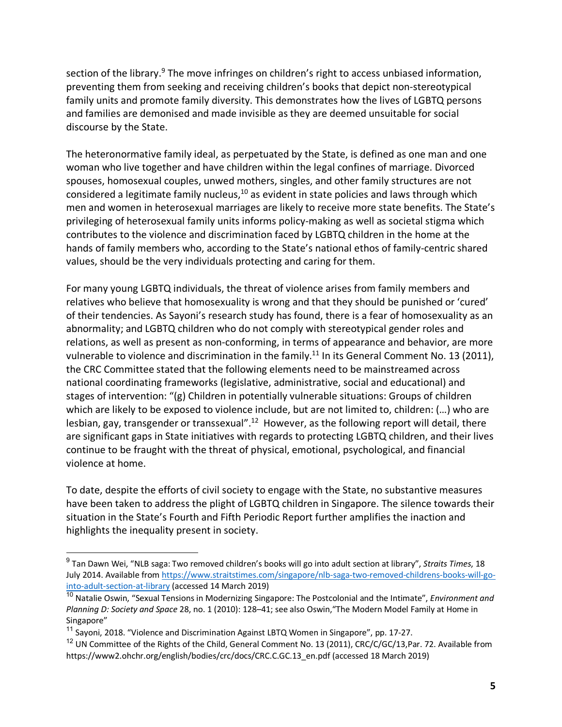section of the library.[9] The move infringes on children's right to access unbiased information, preventing them from seeking and receiving children's books that depict non-stereotypical family units and promote family diversity. This demonstrates how the lives of LGBTQ persons and families are demonised and made invisible as they are deemed unsuitable for social discourse by the State.

The heteronormative family ideal, as perpetuated by the State, is defined as one man and one woman who live together and have children within the legal confines of marriage. Divorced spouses, homosexual couples, unwed mothers, singles, and other family structures are not considered a legitimate family nucleus,[10] as evident in state policies and laws through which men and women in heterosexual marriages are likely to receive more state benefits. The State's privileging of heterosexual family units informs policy-making as well as societal stigma which contributes to the violence and discrimination faced by LGBTQ children in the home at the hands of family members who, according to the State's national ethos of family-centric shared values, should be the very individuals protecting and caring for them.

For many young LGBTQ individuals, the threat of violence arises from family members and relatives who believe that homosexuality is wrong and that they should be punished or 'cured' of their tendencies. As Sayoni's research study has found, there is a fear of homosexuality as an abnormality; and LGBTQ children who do not comply with stereotypical gender roles and relations, as well as present as non-conforming, in terms of appearance and behavior, are more vulnerable to violence and discrimination in the family.[11] In its General Comment No. 13 (2011), the CRC Committee stated that the following elements need to be mainstreamed across national coordinating frameworks (legislative, administrative, social and educational) and stages of intervention: "(g) Children in potentially vulnerable situations: Groups of children which are likely to be exposed to violence include, but are not limited to, children: (…) who are lesbian, gay, transgender or transsexual".[12] However, as the following report will detail, there are significant gaps in State initiatives with regards to protecting LGBTQ children, and their lives continue to be fraught with the threat of physical, emotional, psychological, and financial violence at home.

To date, despite the efforts of civil society to engage with the State, no substantive measures have been taken to address the plight of LGBTQ children in Singapore. The silence towards their situation in the State's Fourth and Fifth Periodic Report further amplifies the inaction and highlights the inequality present in society.

---

[9] Tan Dawn Wei, "NLB saga: Two removed children's books will go into adult section at library", *Straits Times*, 18 July 2014. Available from https://www.straitstimes.com/singapore/nlb-saga-two-removed-childrens-books-will-go-into-adult-section-at-library (accessed 14 March 2019)

[10] Natalie Oswin, "Sexual Tensions in Modernizing Singapore: The Postcolonial and the Intimate", *Environment and Planning D: Society and Space* 28, no. 1 (2010): 128–41; see also Oswin,"The Modern Model Family at Home in Singapore"

[11] Sayoni, 2018. "Violence and Discrimination Against LBTQ Women in Singapore", pp. 17-27.

[12] UN Committee of the Rights of the Child, General Comment No. 13 (2011), CRC/C/GC/13,Par. 72. Available from https://www2.ohchr.org/english/bodies/crc/docs/CRC.C.GC.13_en.pdf (accessed 18 March 2019)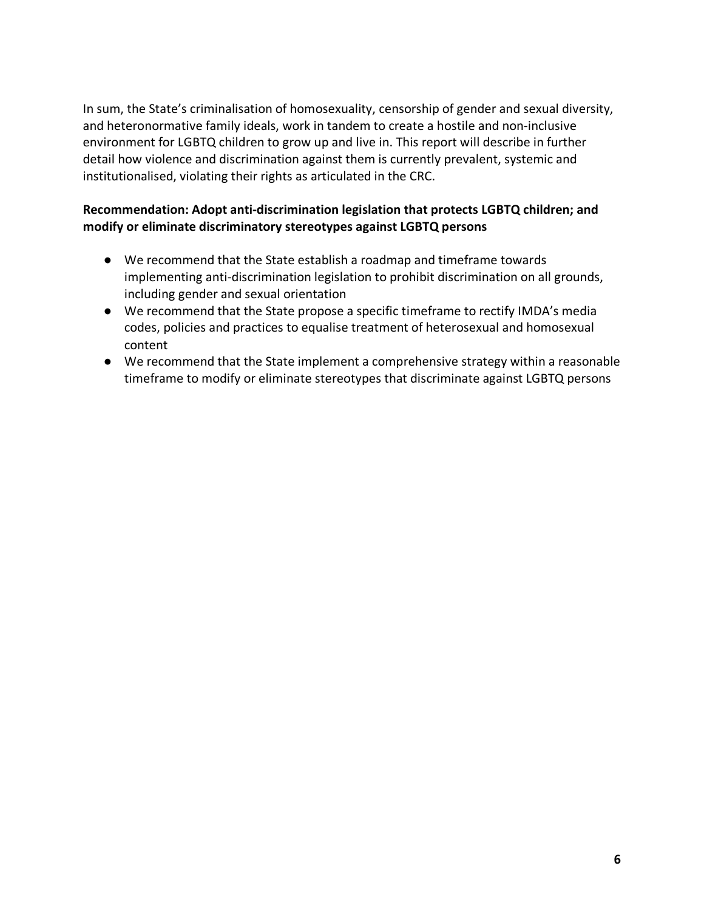In sum, the State's criminalisation of homosexuality, censorship of gender and sexual diversity, and heteronormative family ideals, work in tandem to create a hostile and non-inclusive environment for LGBTQ children to grow up and live in. This report will describe in further detail how violence and discrimination against them is currently prevalent, systemic and institutionalised, violating their rights as articulated in the CRC.

**Recommendation: Adopt anti-discrimination legislation that protects LGBTQ children; and modify or eliminate discriminatory stereotypes against LGBTQ persons**

- We recommend that the State establish a roadmap and timeframe towards implementing anti-discrimination legislation to prohibit discrimination on all grounds, including gender and sexual orientation
- We recommend that the State propose a specific timeframe to rectify IMDA's media codes, policies and practices to equalise treatment of heterosexual and homosexual content
- We recommend that the State implement a comprehensive strategy within a reasonable timeframe to modify or eliminate stereotypes that discriminate against LGBTQ persons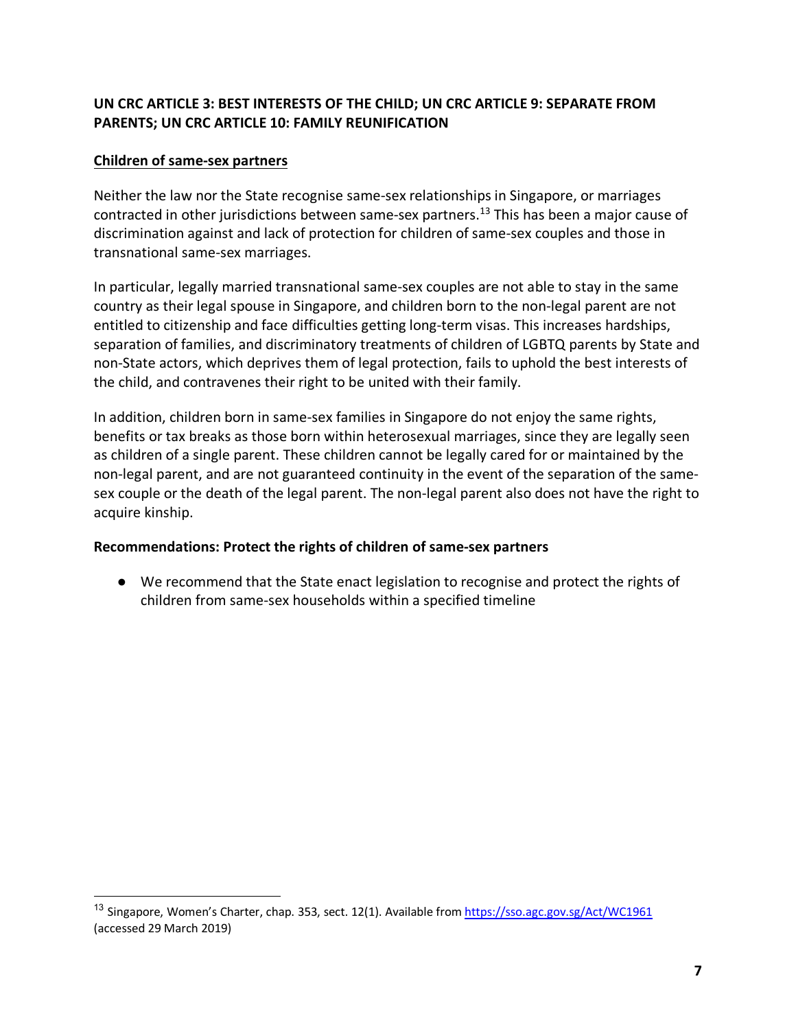## UN CRC ARTICLE 3: BEST INTERESTS OF THE CHILD; UN CRC ARTICLE 9: SEPARATE FROM PARENTS; UN CRC ARTICLE 10: FAMILY REUNIFICATION

### Children of same-sex partners

Neither the law nor the State recognise same-sex relationships in Singapore, or marriages contracted in other jurisdictions between same-sex partners.[13] This has been a major cause of discrimination against and lack of protection for children of same-sex couples and those in transnational same-sex marriages.

In particular, legally married transnational same-sex couples are not able to stay in the same country as their legal spouse in Singapore, and children born to the non-legal parent are not entitled to citizenship and face difficulties getting long-term visas. This increases hardships, separation of families, and discriminatory treatments of children of LGBTQ parents by State and non-State actors, which deprives them of legal protection, fails to uphold the best interests of the child, and contravenes their right to be united with their family.

In addition, children born in same-sex families in Singapore do not enjoy the same rights, benefits or tax breaks as those born within heterosexual marriages, since they are legally seen as children of a single parent. These children cannot be legally cared for or maintained by the non-legal parent, and are not guaranteed continuity in the event of the separation of the same-sex couple or the death of the legal parent. The non-legal parent also does not have the right to acquire kinship.

**Recommendations: Protect the rights of children of same-sex partners**

- We recommend that the State enact legislation to recognise and protect the rights of children from same-sex households within a specified timeline

---

[13] Singapore, Women's Charter, chap. 353, sect. 12(1). Available from https://sso.agc.gov.sg/Act/WC1961 (accessed 29 March 2019)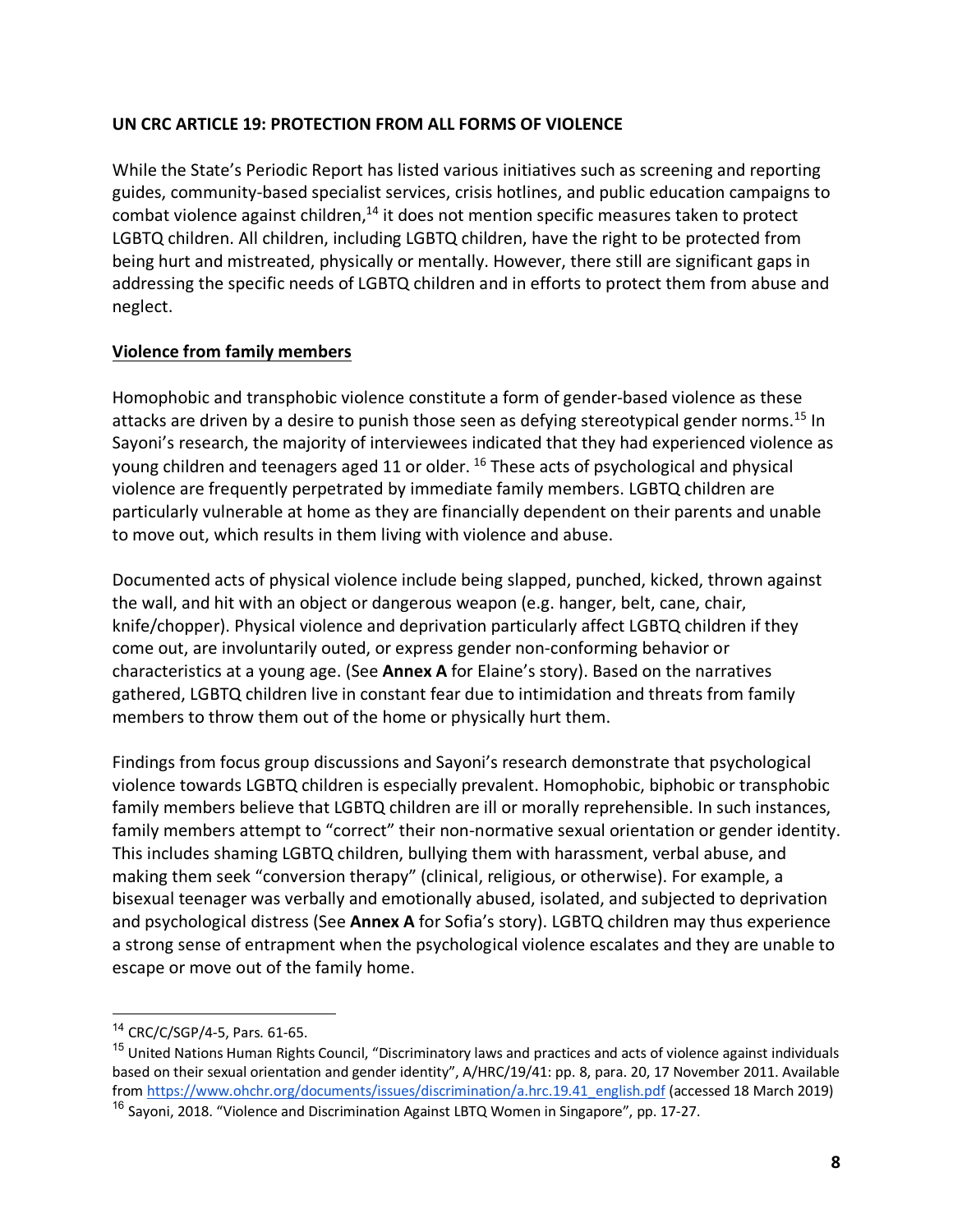**UN CRC ARTICLE 19: PROTECTION FROM ALL FORMS OF VIOLENCE**

While the State's Periodic Report has listed various initiatives such as screening and reporting guides, community-based specialist services, crisis hotlines, and public education campaigns to combat violence against children,[14] it does not mention specific measures taken to protect LGBTQ children. All children, including LGBTQ children, have the right to be protected from being hurt and mistreated, physically or mentally. However, there still are significant gaps in addressing the specific needs of LGBTQ children and in efforts to protect them from abuse and neglect.

**Violence from family members**

Homophobic and transphobic violence constitute a form of gender-based violence as these attacks are driven by a desire to punish those seen as defying stereotypical gender norms.[15] In Sayoni's research, the majority of interviewees indicated that they had experienced violence as young children and teenagers aged 11 or older.[16] These acts of psychological and physical violence are frequently perpetrated by immediate family members. LGBTQ children are particularly vulnerable at home as they are financially dependent on their parents and unable to move out, which results in them living with violence and abuse.

Documented acts of physical violence include being slapped, punched, kicked, thrown against the wall, and hit with an object or dangerous weapon (e.g. hanger, belt, cane, chair, knife/chopper). Physical violence and deprivation particularly affect LGBTQ children if they come out, are involuntarily outed, or express gender non-conforming behavior or characteristics at a young age. (See **Annex A** for Elaine's story). Based on the narratives gathered, LGBTQ children live in constant fear due to intimidation and threats from family members to throw them out of the home or physically hurt them.

Findings from focus group discussions and Sayoni's research demonstrate that psychological violence towards LGBTQ children is especially prevalent. Homophobic, biphobic or transphobic family members believe that LGBTQ children are ill or morally reprehensible. In such instances, family members attempt to "correct" their non-normative sexual orientation or gender identity. This includes shaming LGBTQ children, bullying them with harassment, verbal abuse, and making them seek "conversion therapy" (clinical, religious, or otherwise). For example, a bisexual teenager was verbally and emotionally abused, isolated, and subjected to deprivation and psychological distress (See **Annex A** for Sofia's story). LGBTQ children may thus experience a strong sense of entrapment when the psychological violence escalates and they are unable to escape or move out of the family home.

---

[14] CRC/C/SGP/4-5, Pars. 61-65.

[15] United Nations Human Rights Council, "Discriminatory laws and practices and acts of violence against individuals based on their sexual orientation and gender identity", A/HRC/19/41: pp. 8, para. 20, 17 November 2011. Available from https://www.ohchr.org/documents/issues/discrimination/a.hrc.19.41_english.pdf (accessed 18 March 2019)

[16] Sayoni, 2018. "Violence and Discrimination Against LBTQ Women in Singapore", pp. 17-27.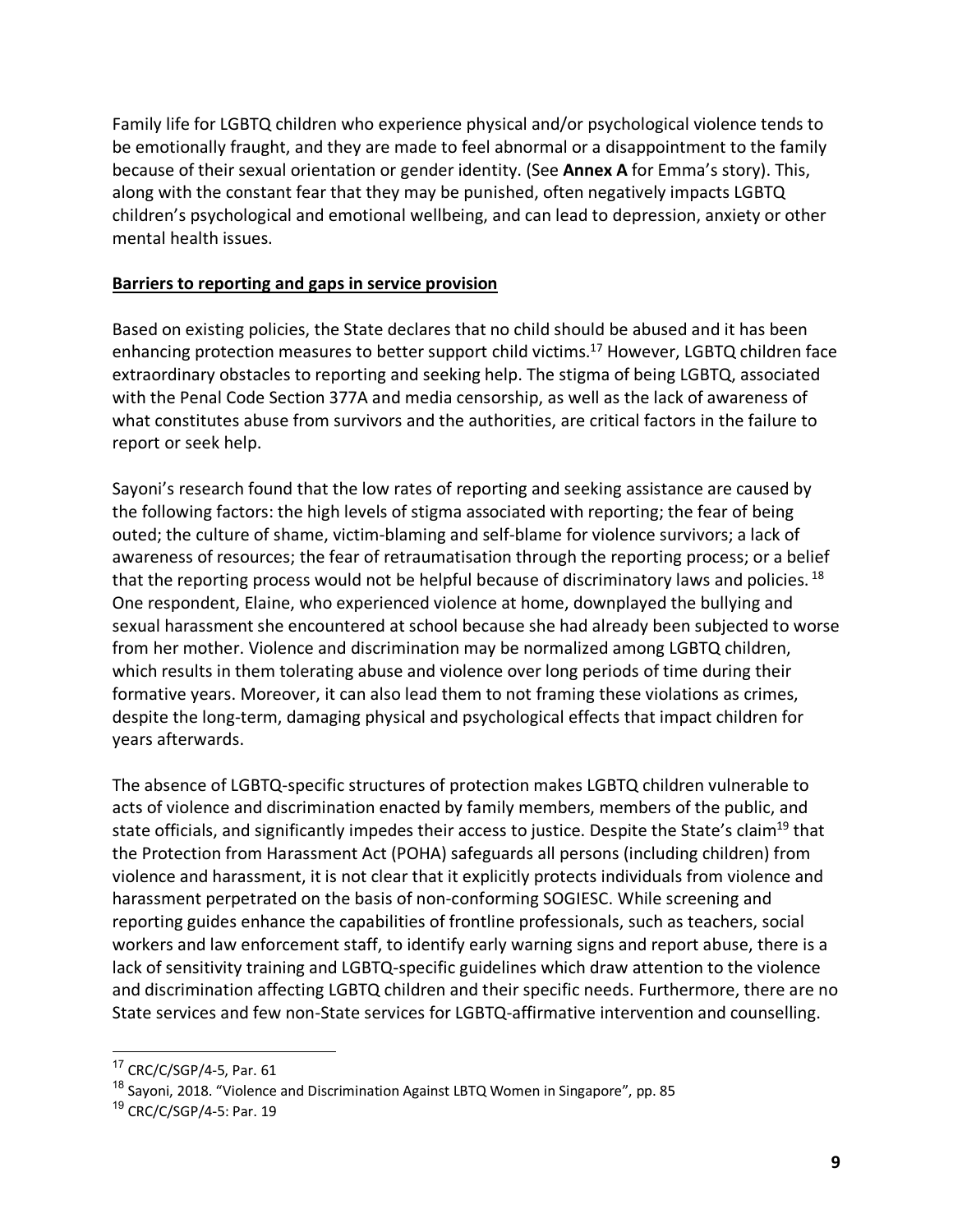Family life for LGBTQ children who experience physical and/or psychological violence tends to be emotionally fraught, and they are made to feel abnormal or a disappointment to the family because of their sexual orientation or gender identity. (See **Annex A** for Emma's story). This, along with the constant fear that they may be punished, often negatively impacts LGBTQ children's psychological and emotional wellbeing, and can lead to depression, anxiety or other mental health issues.

**Barriers to reporting and gaps in service provision**

Based on existing policies, the State declares that no child should be abused and it has been enhancing protection measures to better support child victims.[17] However, LGBTQ children face extraordinary obstacles to reporting and seeking help. The stigma of being LGBTQ, associated with the Penal Code Section 377A and media censorship, as well as the lack of awareness of what constitutes abuse from survivors and the authorities, are critical factors in the failure to report or seek help.

Sayoni's research found that the low rates of reporting and seeking assistance are caused by the following factors: the high levels of stigma associated with reporting; the fear of being outed; the culture of shame, victim-blaming and self-blame for violence survivors; a lack of awareness of resources; the fear of retraumatisation through the reporting process; or a belief that the reporting process would not be helpful because of discriminatory laws and policies.[18] One respondent, Elaine, who experienced violence at home, downplayed the bullying and sexual harassment she encountered at school because she had already been subjected to worse from her mother. Violence and discrimination may be normalized among LGBTQ children, which results in them tolerating abuse and violence over long periods of time during their formative years. Moreover, it can also lead them to not framing these violations as crimes, despite the long-term, damaging physical and psychological effects that impact children for years afterwards.

The absence of LGBTQ-specific structures of protection makes LGBTQ children vulnerable to acts of violence and discrimination enacted by family members, members of the public, and state officials, and significantly impedes their access to justice. Despite the State's claim[19] that the Protection from Harassment Act (POHA) safeguards all persons (including children) from violence and harassment, it is not clear that it explicitly protects individuals from violence and harassment perpetrated on the basis of non-conforming SOGIESC. While screening and reporting guides enhance the capabilities of frontline professionals, such as teachers, social workers and law enforcement staff, to identify early warning signs and report abuse, there is a lack of sensitivity training and LGBTQ-specific guidelines which draw attention to the violence and discrimination affecting LGBTQ children and their specific needs. Furthermore, there are no State services and few non-State services for LGBTQ-affirmative intervention and counselling.

---

[17] CRC/C/SGP/4-5, Par. 61

[18] Sayoni, 2018. "Violence and Discrimination Against LBTQ Women in Singapore", pp. 85

[19] CRC/C/SGP/4-5: Par. 19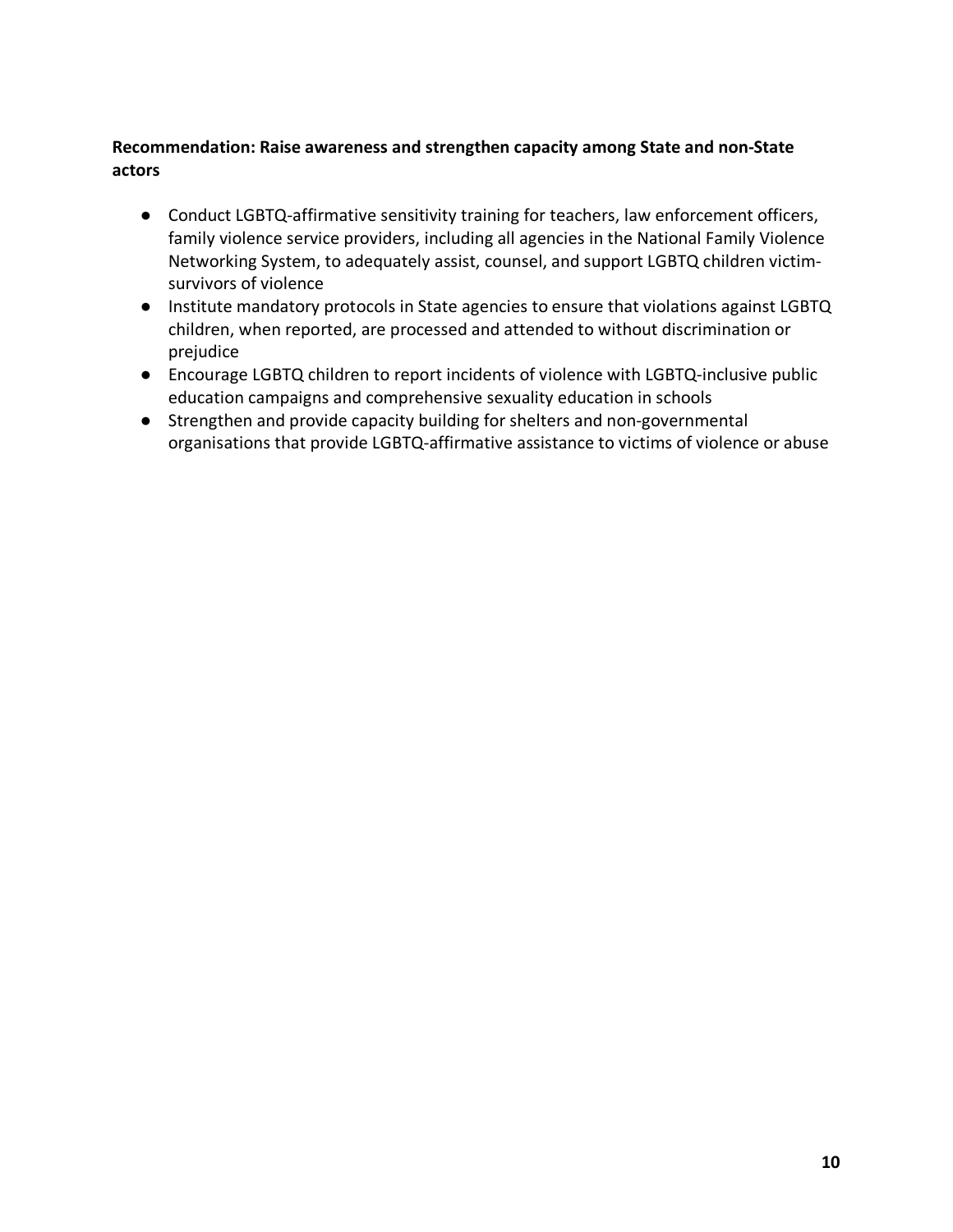**Recommendation: Raise awareness and strengthen capacity among State and non-State actors**

- Conduct LGBTQ-affirmative sensitivity training for teachers, law enforcement officers, family violence service providers, including all agencies in the National Family Violence Networking System, to adequately assist, counsel, and support LGBTQ children victim-survivors of violence
- Institute mandatory protocols in State agencies to ensure that violations against LGBTQ children, when reported, are processed and attended to without discrimination or prejudice
- Encourage LGBTQ children to report incidents of violence with LGBTQ-inclusive public education campaigns and comprehensive sexuality education in schools
- Strengthen and provide capacity building for shelters and non-governmental organisations that provide LGBTQ-affirmative assistance to victims of violence or abuse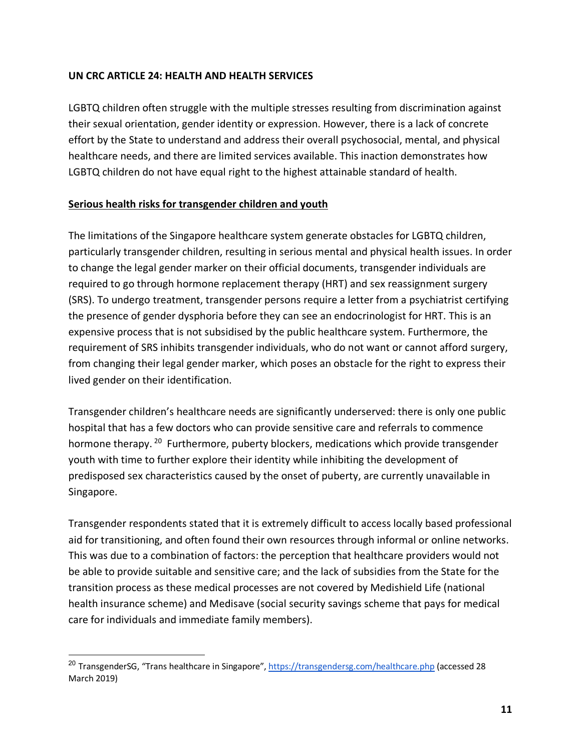**UN CRC ARTICLE 24: HEALTH AND HEALTH SERVICES**

LGBTQ children often struggle with the multiple stresses resulting from discrimination against their sexual orientation, gender identity or expression. However, there is a lack of concrete effort by the State to understand and address their overall psychosocial, mental, and physical healthcare needs, and there are limited services available. This inaction demonstrates how LGBTQ children do not have equal right to the highest attainable standard of health.

**Serious health risks for transgender children and youth**

The limitations of the Singapore healthcare system generate obstacles for LGBTQ children, particularly transgender children, resulting in serious mental and physical health issues. In order to change the legal gender marker on their official documents, transgender individuals are required to go through hormone replacement therapy (HRT) and sex reassignment surgery (SRS). To undergo treatment, transgender persons require a letter from a psychiatrist certifying the presence of gender dysphoria before they can see an endocrinologist for HRT. This is an expensive process that is not subsidised by the public healthcare system. Furthermore, the requirement of SRS inhibits transgender individuals, who do not want or cannot afford surgery, from changing their legal gender marker, which poses an obstacle for the right to express their lived gender on their identification.

Transgender children's healthcare needs are significantly underserved: there is only one public hospital that has a few doctors who can provide sensitive care and referrals to commence hormone therapy.[20] Furthermore, puberty blockers, medications which provide transgender youth with time to further explore their identity while inhibiting the development of predisposed sex characteristics caused by the onset of puberty, are currently unavailable in Singapore.

Transgender respondents stated that it is extremely difficult to access locally based professional aid for transitioning, and often found their own resources through informal or online networks. This was due to a combination of factors: the perception that healthcare providers would not be able to provide suitable and sensitive care; and the lack of subsidies from the State for the transition process as these medical processes are not covered by Medishield Life (national health insurance scheme) and Medisave (social security savings scheme that pays for medical care for individuals and immediate family members).

---

[20] TransgenderSG, "Trans healthcare in Singapore", https://transgendersg.com/healthcare.php (accessed 28 March 2019)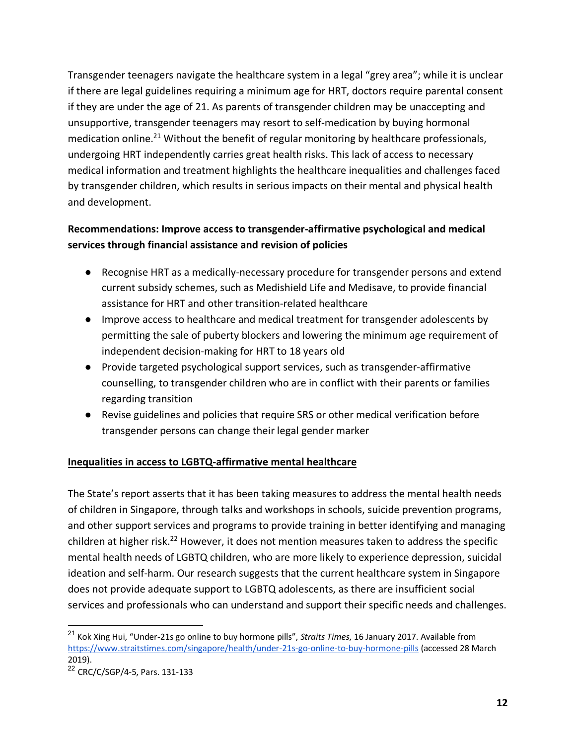Transgender teenagers navigate the healthcare system in a legal "grey area"; while it is unclear if there are legal guidelines requiring a minimum age for HRT, doctors require parental consent if they are under the age of 21. As parents of transgender children may be unaccepting and unsupportive, transgender teenagers may resort to self-medication by buying hormonal medication online.[21] Without the benefit of regular monitoring by healthcare professionals, undergoing HRT independently carries great health risks. This lack of access to necessary medical information and treatment highlights the healthcare inequalities and challenges faced by transgender children, which results in serious impacts on their mental and physical health and development.

**Recommendations: Improve access to transgender-affirmative psychological and medical services through financial assistance and revision of policies**

- Recognise HRT as a medically-necessary procedure for transgender persons and extend current subsidy schemes, such as Medishield Life and Medisave, to provide financial assistance for HRT and other transition-related healthcare
- Improve access to healthcare and medical treatment for transgender adolescents by permitting the sale of puberty blockers and lowering the minimum age requirement of independent decision-making for HRT to 18 years old
- Provide targeted psychological support services, such as transgender-affirmative counselling, to transgender children who are in conflict with their parents or families regarding transition
- Revise guidelines and policies that require SRS or other medical verification before transgender persons can change their legal gender marker

<u>**Inequalities in access to LGBTQ-affirmative mental healthcare**</u>

The State's report asserts that it has been taking measures to address the mental health needs of children in Singapore, through talks and workshops in schools, suicide prevention programs, and other support services and programs to provide training in better identifying and managing children at higher risk.[22] However, it does not mention measures taken to address the specific mental health needs of LGBTQ children, who are more likely to experience depression, suicidal ideation and self-harm. Our research suggests that the current healthcare system in Singapore does not provide adequate support to LGBTQ adolescents, as there are insufficient social services and professionals who can understand and support their specific needs and challenges.

---

[21] Kok Xing Hui, "Under-21s go online to buy hormone pills", *Straits Times*, 16 January 2017. Available from https://www.straitstimes.com/singapore/health/under-21s-go-online-to-buy-hormone-pills (accessed 28 March 2019).

[22] CRC/C/SGP/4-5, Pars. 131-133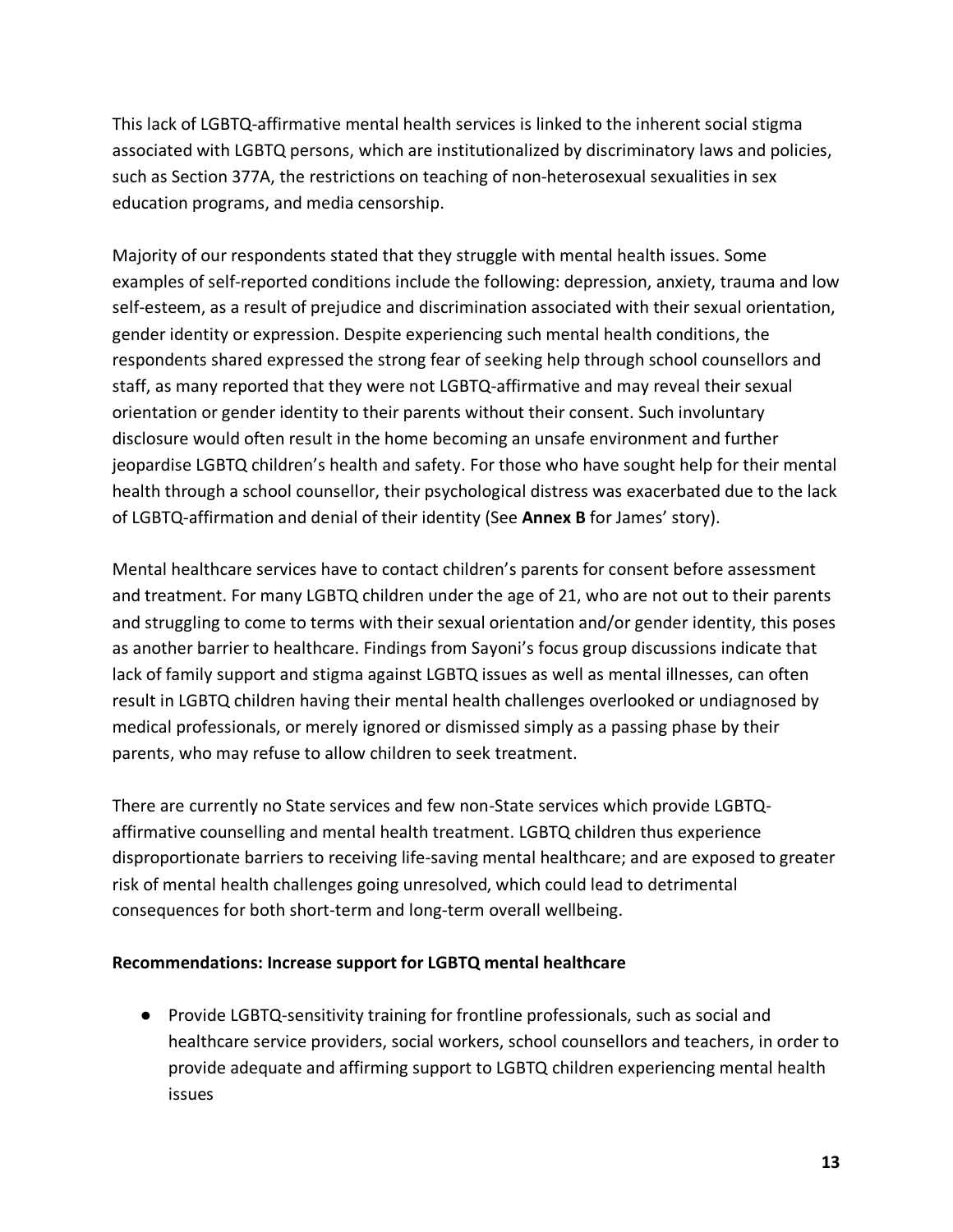This lack of LGBTQ-affirmative mental health services is linked to the inherent social stigma associated with LGBTQ persons, which are institutionalized by discriminatory laws and policies, such as Section 377A, the restrictions on teaching of non-heterosexual sexualities in sex education programs, and media censorship.

Majority of our respondents stated that they struggle with mental health issues. Some examples of self-reported conditions include the following: depression, anxiety, trauma and low self-esteem, as a result of prejudice and discrimination associated with their sexual orientation, gender identity or expression. Despite experiencing such mental health conditions, the respondents shared expressed the strong fear of seeking help through school counsellors and staff, as many reported that they were not LGBTQ-affirmative and may reveal their sexual orientation or gender identity to their parents without their consent. Such involuntary disclosure would often result in the home becoming an unsafe environment and further jeopardise LGBTQ children's health and safety. For those who have sought help for their mental health through a school counsellor, their psychological distress was exacerbated due to the lack of LGBTQ-affirmation and denial of their identity (See **Annex B** for James' story).

Mental healthcare services have to contact children's parents for consent before assessment and treatment. For many LGBTQ children under the age of 21, who are not out to their parents and struggling to come to terms with their sexual orientation and/or gender identity, this poses as another barrier to healthcare. Findings from Sayoni's focus group discussions indicate that lack of family support and stigma against LGBTQ issues as well as mental illnesses, can often result in LGBTQ children having their mental health challenges overlooked or undiagnosed by medical professionals, or merely ignored or dismissed simply as a passing phase by their parents, who may refuse to allow children to seek treatment.

There are currently no State services and few non-State services which provide LGBTQ-affirmative counselling and mental health treatment. LGBTQ children thus experience disproportionate barriers to receiving life-saving mental healthcare; and are exposed to greater risk of mental health challenges going unresolved, which could lead to detrimental consequences for both short-term and long-term overall wellbeing.

**Recommendations: Increase support for LGBTQ mental healthcare**

- Provide LGBTQ-sensitivity training for frontline professionals, such as social and healthcare service providers, social workers, school counsellors and teachers, in order to provide adequate and affirming support to LGBTQ children experiencing mental health issues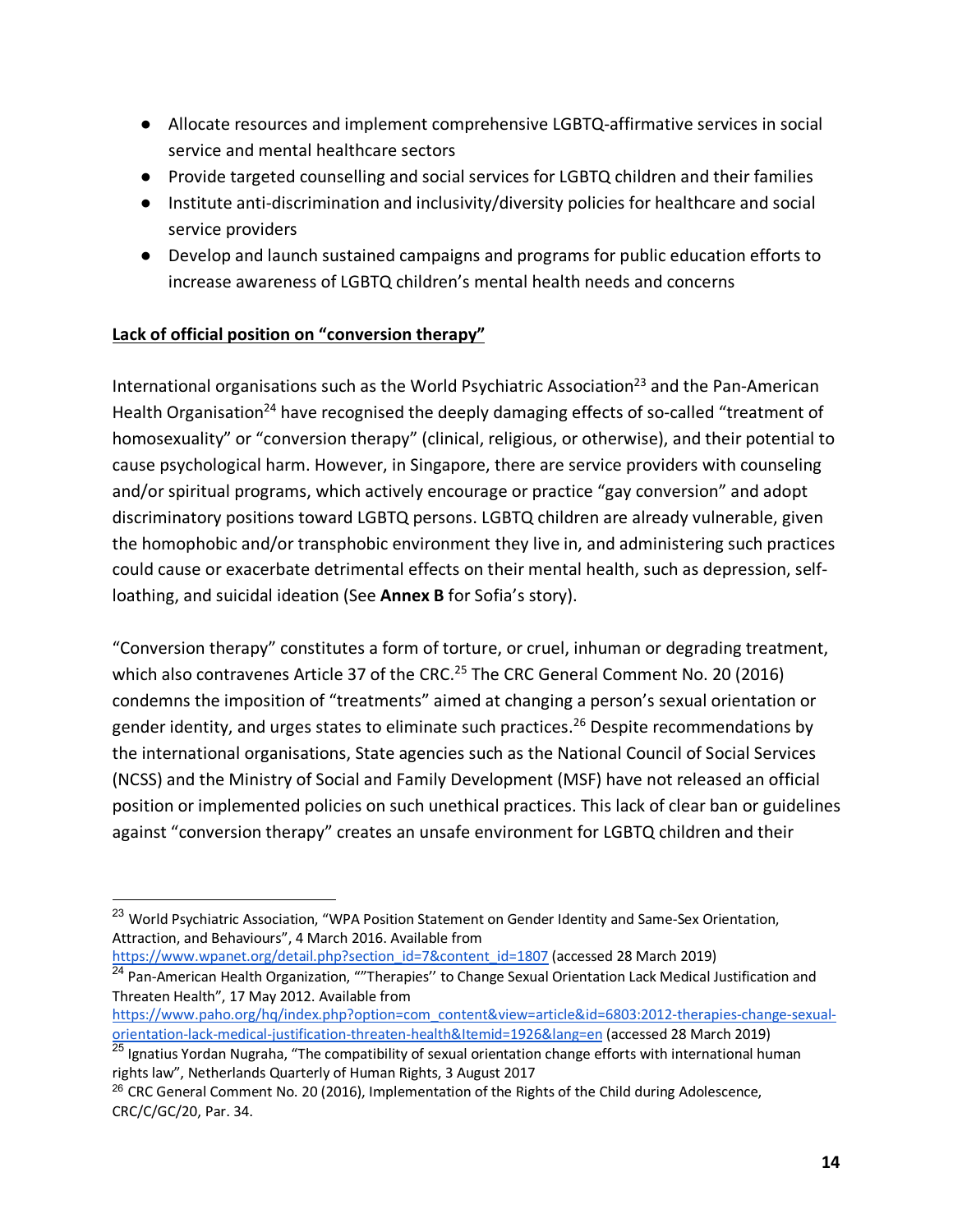- Allocate resources and implement comprehensive LGBTQ-affirmative services in social service and mental healthcare sectors
- Provide targeted counselling and social services for LGBTQ children and their families
- Institute anti-discrimination and inclusivity/diversity policies for healthcare and social service providers
- Develop and launch sustained campaigns and programs for public education efforts to increase awareness of LGBTQ children's mental health needs and concerns

**Lack of official position on "conversion therapy"**

International organisations such as the World Psychiatric Association[23] and the Pan-American Health Organisation[24] have recognised the deeply damaging effects of so-called "treatment of homosexuality" or "conversion therapy" (clinical, religious, or otherwise), and their potential to cause psychological harm. However, in Singapore, there are service providers with counseling and/or spiritual programs, which actively encourage or practice "gay conversion" and adopt discriminatory positions toward LGBTQ persons. LGBTQ children are already vulnerable, given the homophobic and/or transphobic environment they live in, and administering such practices could cause or exacerbate detrimental effects on their mental health, such as depression, self-loathing, and suicidal ideation (See **Annex B** for Sofia's story).

"Conversion therapy" constitutes a form of torture, or cruel, inhuman or degrading treatment, which also contravenes Article 37 of the CRC.[25] The CRC General Comment No. 20 (2016) condemns the imposition of "treatments" aimed at changing a person's sexual orientation or gender identity, and urges states to eliminate such practices.[26] Despite recommendations by the international organisations, State agencies such as the National Council of Social Services (NCSS) and the Ministry of Social and Family Development (MSF) have not released an official position or implemented policies on such unethical practices. This lack of clear ban or guidelines against "conversion therapy" creates an unsafe environment for LGBTQ children and their

---

[23] World Psychiatric Association, "WPA Position Statement on Gender Identity and Same-Sex Orientation, Attraction, and Behaviours", 4 March 2016. Available from https://www.wpanet.org/detail.php?section_id=7&content_id=1807 (accessed 28 March 2019)

[24] Pan-American Health Organization, ""Therapies'' to Change Sexual Orientation Lack Medical Justification and Threaten Health", 17 May 2012. Available from https://www.paho.org/hq/index.php?option=com_content&view=article&id=6803:2012-therapies-change-sexual-orientation-lack-medical-justification-threaten-health&Itemid=1926&lang=en (accessed 28 March 2019)

[25] Ignatius Yordan Nugraha, "The compatibility of sexual orientation change efforts with international human rights law", Netherlands Quarterly of Human Rights, 3 August 2017

[26] CRC General Comment No. 20 (2016), Implementation of the Rights of the Child during Adolescence, CRC/C/GC/20, Par. 34.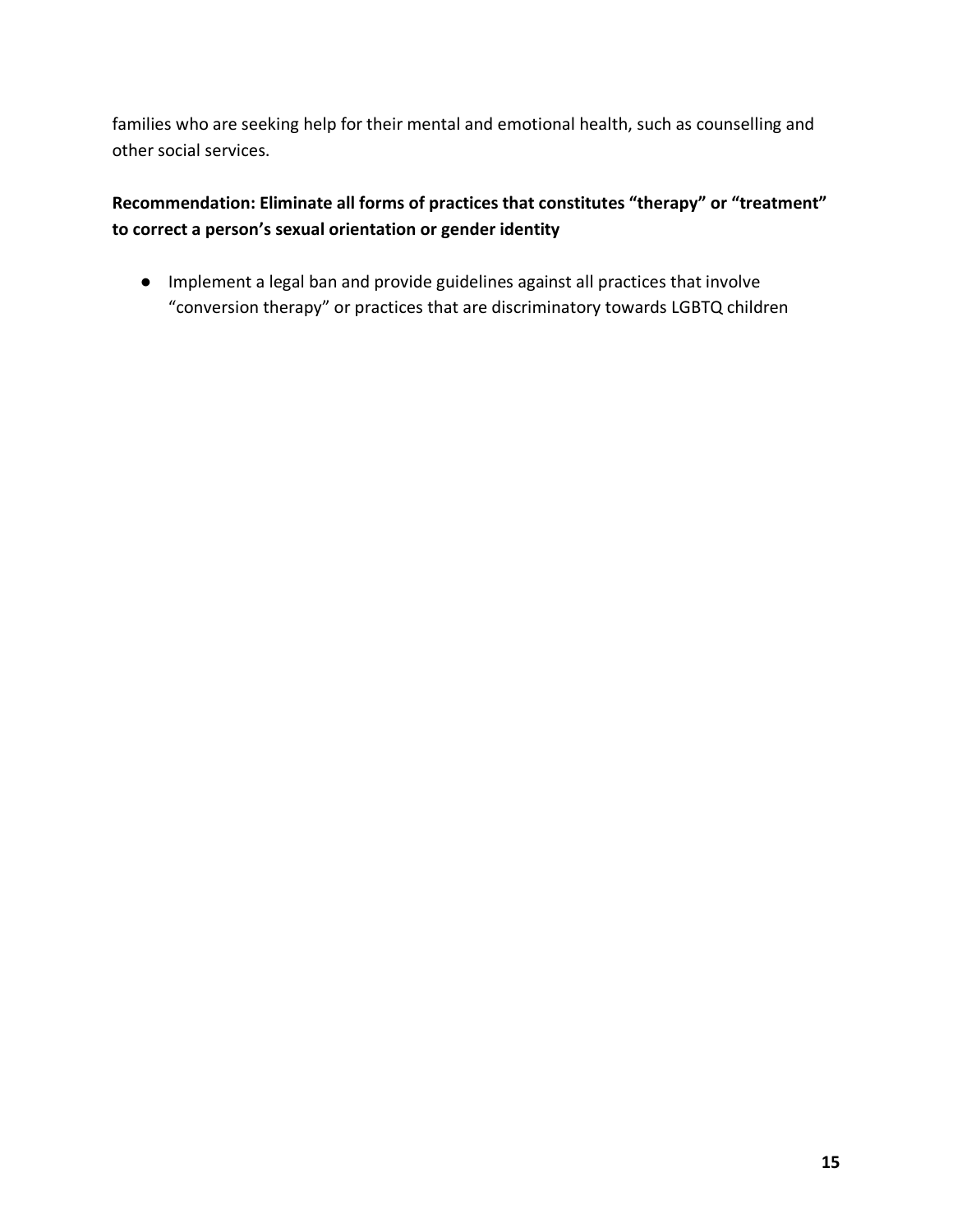families who are seeking help for their mental and emotional health, such as counselling and other social services.

**Recommendation: Eliminate all forms of practices that constitutes “therapy” or “treatment” to correct a person’s sexual orientation or gender identity**

- Implement a legal ban and provide guidelines against all practices that involve “conversion therapy” or practices that are discriminatory towards LGBTQ children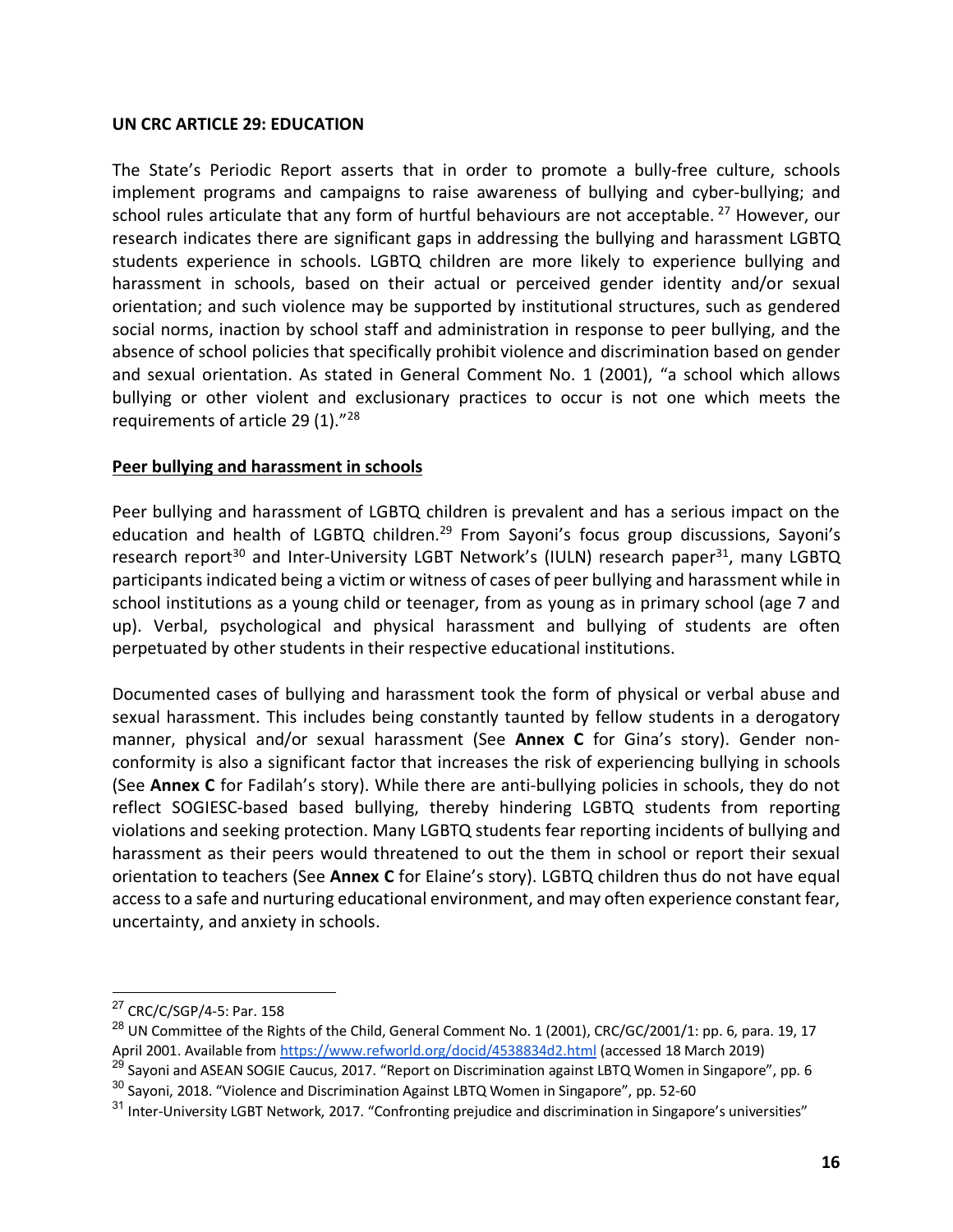**UN CRC ARTICLE 29: EDUCATION**

The State's Periodic Report asserts that in order to promote a bully-free culture, schools implement programs and campaigns to raise awareness of bullying and cyber-bullying; and school rules articulate that any form of hurtful behaviours are not acceptable. [27] However, our research indicates there are significant gaps in addressing the bullying and harassment LGBTQ students experience in schools. LGBTQ children are more likely to experience bullying and harassment in schools, based on their actual or perceived gender identity and/or sexual orientation; and such violence may be supported by institutional structures, such as gendered social norms, inaction by school staff and administration in response to peer bullying, and the absence of school policies that specifically prohibit violence and discrimination based on gender and sexual orientation. As stated in General Comment No. 1 (2001), "a school which allows bullying or other violent and exclusionary practices to occur is not one which meets the requirements of article 29 (1)."[28]

**Peer bullying and harassment in schools**

Peer bullying and harassment of LGBTQ children is prevalent and has a serious impact on the education and health of LGBTQ children.[29] From Sayoni's focus group discussions, Sayoni's research report[30] and Inter-University LGBT Network's (IULN) research paper[31], many LGBTQ participants indicated being a victim or witness of cases of peer bullying and harassment while in school institutions as a young child or teenager, from as young as in primary school (age 7 and up). Verbal, psychological and physical harassment and bullying of students are often perpetuated by other students in their respective educational institutions.

Documented cases of bullying and harassment took the form of physical or verbal abuse and sexual harassment. This includes being constantly taunted by fellow students in a derogatory manner, physical and/or sexual harassment (See **Annex C** for Gina's story). Gender non-conformity is also a significant factor that increases the risk of experiencing bullying in schools (See **Annex C** for Fadilah's story). While there are anti-bullying policies in schools, they do not reflect SOGIESC-based based bullying, thereby hindering LGBTQ students from reporting violations and seeking protection. Many LGBTQ students fear reporting incidents of bullying and harassment as their peers would threatened to out the them in school or report their sexual orientation to teachers (See **Annex C** for Elaine's story). LGBTQ children thus do not have equal access to a safe and nurturing educational environment, and may often experience constant fear, uncertainty, and anxiety in schools.

---

[27] CRC/C/SGP/4-5: Par. 158

[28] UN Committee of the Rights of the Child, General Comment No. 1 (2001), CRC/GC/2001/1: pp. 6, para. 19, 17 April 2001. Available from https://www.refworld.org/docid/4538834d2.html (accessed 18 March 2019)

[29] Sayoni and ASEAN SOGIE Caucus, 2017. "Report on Discrimination against LBTQ Women in Singapore", pp. 6

[30] Sayoni, 2018. "Violence and Discrimination Against LBTQ Women in Singapore", pp. 52-60

[31] Inter-University LGBT Network, 2017. "Confronting prejudice and discrimination in Singapore's universities"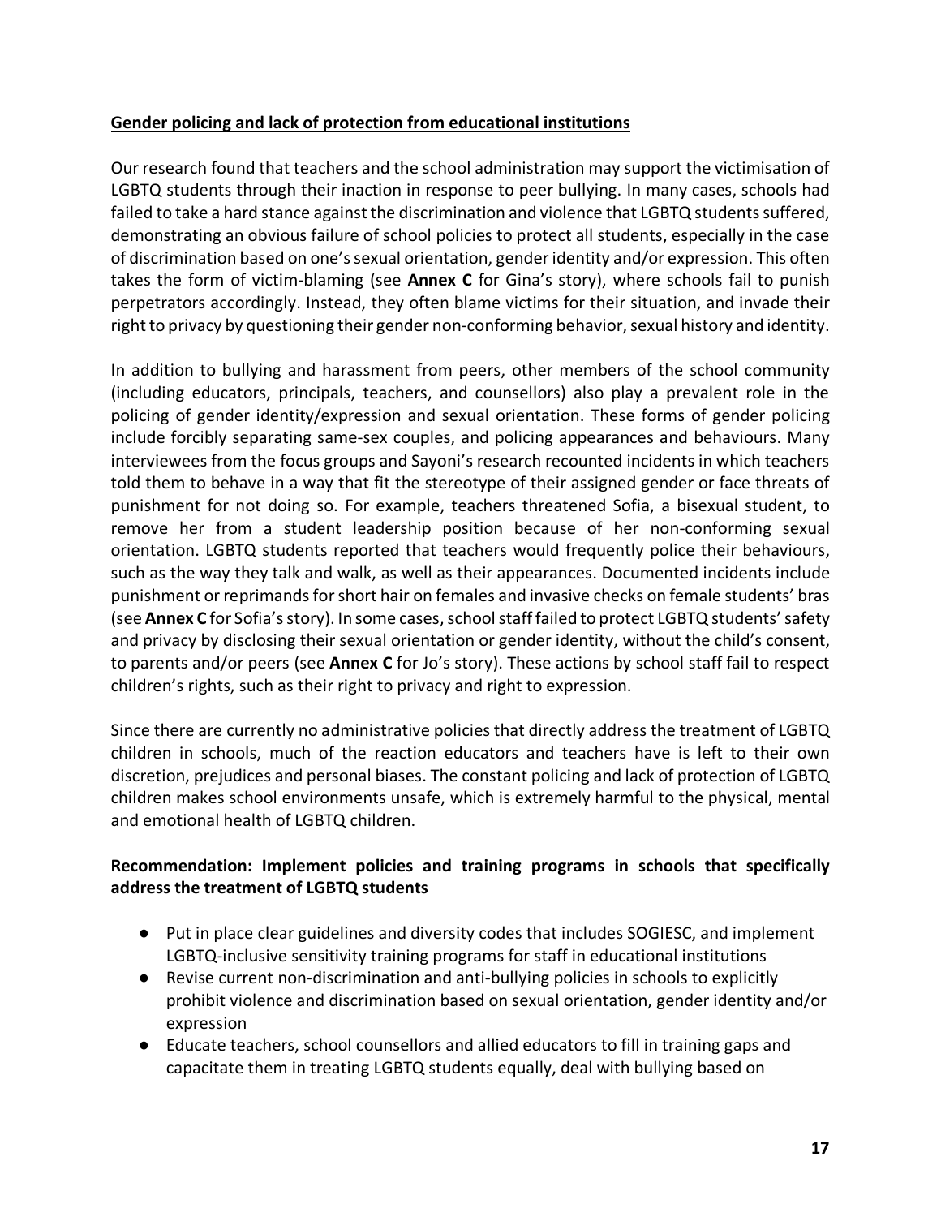**<u>Gender policing and lack of protection from educational institutions</u>**

Our research found that teachers and the school administration may support the victimisation of LGBTQ students through their inaction in response to peer bullying. In many cases, schools had failed to take a hard stance against the discrimination and violence that LGBTQ students suffered, demonstrating an obvious failure of school policies to protect all students, especially in the case of discrimination based on one's sexual orientation, gender identity and/or expression. This often takes the form of victim-blaming (see **Annex C** for Gina's story), where schools fail to punish perpetrators accordingly. Instead, they often blame victims for their situation, and invade their right to privacy by questioning their gender non-conforming behavior, sexual history and identity.

In addition to bullying and harassment from peers, other members of the school community (including educators, principals, teachers, and counsellors) also play a prevalent role in the policing of gender identity/expression and sexual orientation. These forms of gender policing include forcibly separating same-sex couples, and policing appearances and behaviours. Many interviewees from the focus groups and Sayoni's research recounted incidents in which teachers told them to behave in a way that fit the stereotype of their assigned gender or face threats of punishment for not doing so. For example, teachers threatened Sofia, a bisexual student, to remove her from a student leadership position because of her non-conforming sexual orientation. LGBTQ students reported that teachers would frequently police their behaviours, such as the way they talk and walk, as well as their appearances. Documented incidents include punishment or reprimands for short hair on females and invasive checks on female students' bras (see **Annex C** for Sofia's story). In some cases, school staff failed to protect LGBTQ students' safety and privacy by disclosing their sexual orientation or gender identity, without the child's consent, to parents and/or peers (see **Annex C** for Jo's story). These actions by school staff fail to respect children's rights, such as their right to privacy and right to expression.

Since there are currently no administrative policies that directly address the treatment of LGBTQ children in schools, much of the reaction educators and teachers have is left to their own discretion, prejudices and personal biases. The constant policing and lack of protection of LGBTQ children makes school environments unsafe, which is extremely harmful to the physical, mental and emotional health of LGBTQ children.

**Recommendation: Implement policies and training programs in schools that specifically address the treatment of LGBTQ students**

- Put in place clear guidelines and diversity codes that includes SOGIESC, and implement LGBTQ-inclusive sensitivity training programs for staff in educational institutions
- Revise current non-discrimination and anti-bullying policies in schools to explicitly prohibit violence and discrimination based on sexual orientation, gender identity and/or expression
- Educate teachers, school counsellors and allied educators to fill in training gaps and capacitate them in treating LGBTQ students equally, deal with bullying based on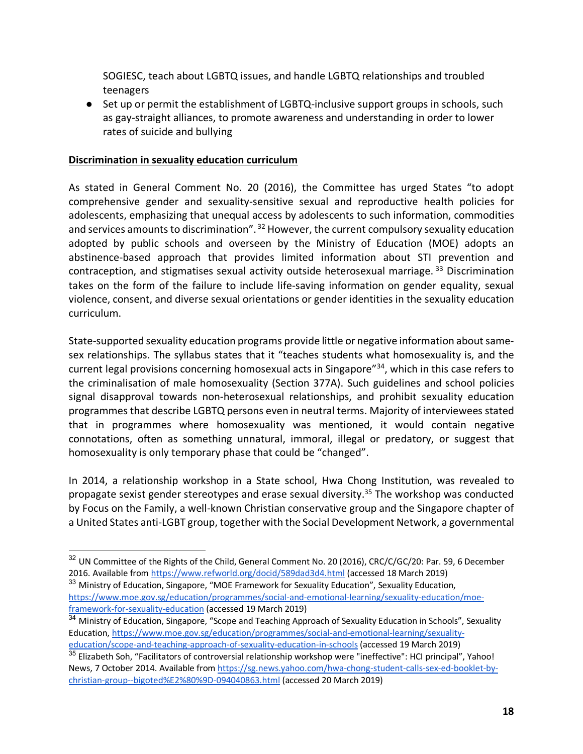SOGIESC, teach about LGBTQ issues, and handle LGBTQ relationships and troubled teenagers

- Set up or permit the establishment of LGBTQ-inclusive support groups in schools, such as gay-straight alliances, to promote awareness and understanding in order to lower rates of suicide and bullying

**Discrimination in sexuality education curriculum**

As stated in General Comment No. 20 (2016), the Committee has urged States "to adopt comprehensive gender and sexuality-sensitive sexual and reproductive health policies for adolescents, emphasizing that unequal access by adolescents to such information, commodities and services amounts to discrimination".[32] However, the current compulsory sexuality education adopted by public schools and overseen by the Ministry of Education (MOE) adopts an abstinence-based approach that provides limited information about STI prevention and contraception, and stigmatises sexual activity outside heterosexual marriage.[33] Discrimination takes on the form of the failure to include life-saving information on gender equality, sexual violence, consent, and diverse sexual orientations or gender identities in the sexuality education curriculum.

State-supported sexuality education programs provide little or negative information about same-sex relationships. The syllabus states that it "teaches students what homosexuality is, and the current legal provisions concerning homosexual acts in Singapore"[34], which in this case refers to the criminalisation of male homosexuality (Section 377A). Such guidelines and school policies signal disapproval towards non-heterosexual relationships, and prohibit sexuality education programmes that describe LGBTQ persons even in neutral terms. Majority of interviewees stated that in programmes where homosexuality was mentioned, it would contain negative connotations, often as something unnatural, immoral, illegal or predatory, or suggest that homosexuality is only temporary phase that could be "changed".

In 2014, a relationship workshop in a State school, Hwa Chong Institution, was revealed to propagate sexist gender stereotypes and erase sexual diversity.[35] The workshop was conducted by Focus on the Family, a well-known Christian conservative group and the Singapore chapter of a United States anti-LGBT group, together with the Social Development Network, a governmental

---

[32] UN Committee of the Rights of the Child, General Comment No. 20 (2016), CRC/C/GC/20: Par. 59, 6 December 2016. Available from https://www.refworld.org/docid/589dad3d4.html (accessed 18 March 2019)

[33] Ministry of Education, Singapore, "MOE Framework for Sexuality Education", Sexuality Education, https://www.moe.gov.sg/education/programmes/social-and-emotional-learning/sexuality-education/moe-framework-for-sexuality-education (accessed 19 March 2019)

[34] Ministry of Education, Singapore, "Scope and Teaching Approach of Sexuality Education in Schools", Sexuality Education, https://www.moe.gov.sg/education/programmes/social-and-emotional-learning/sexuality-education/scope-and-teaching-approach-of-sexuality-education-in-schools (accessed 19 March 2019)

[35] Elizabeth Soh, "Facilitators of controversial relationship workshop were "ineffective": HCI principal", Yahoo! News, 7 October 2014. Available from https://sg.news.yahoo.com/hwa-chong-student-calls-sex-ed-booklet-by-christian-group--bigoted%E2%80%9D-094040863.html (accessed 20 March 2019)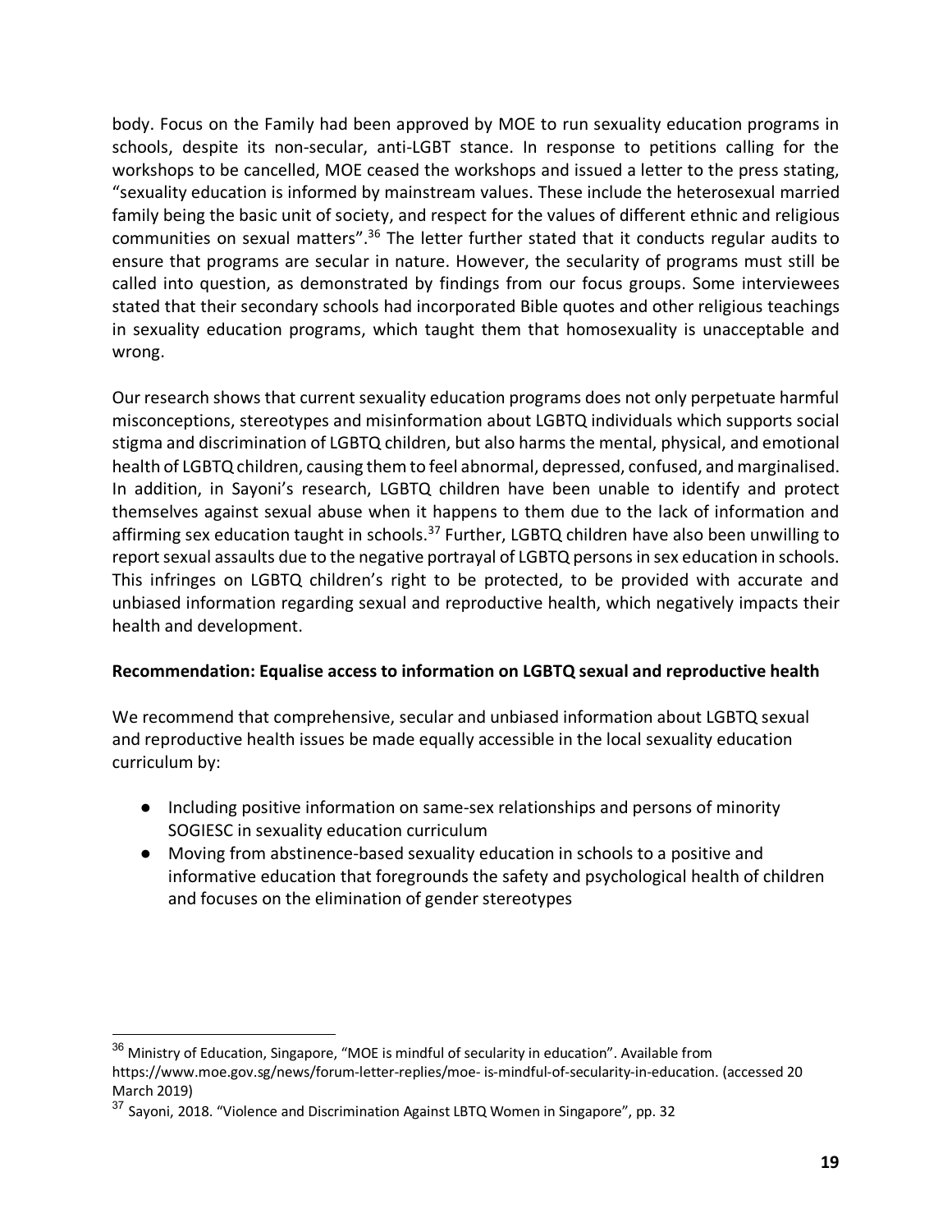body. Focus on the Family had been approved by MOE to run sexuality education programs in schools, despite its non-secular, anti-LGBT stance. In response to petitions calling for the workshops to be cancelled, MOE ceased the workshops and issued a letter to the press stating, "sexuality education is informed by mainstream values. These include the heterosexual married family being the basic unit of society, and respect for the values of different ethnic and religious communities on sexual matters".[36] The letter further stated that it conducts regular audits to ensure that programs are secular in nature. However, the secularity of programs must still be called into question, as demonstrated by findings from our focus groups. Some interviewees stated that their secondary schools had incorporated Bible quotes and other religious teachings in sexuality education programs, which taught them that homosexuality is unacceptable and wrong.

Our research shows that current sexuality education programs does not only perpetuate harmful misconceptions, stereotypes and misinformation about LGBTQ individuals which supports social stigma and discrimination of LGBTQ children, but also harms the mental, physical, and emotional health of LGBTQ children, causing them to feel abnormal, depressed, confused, and marginalised. In addition, in Sayoni's research, LGBTQ children have been unable to identify and protect themselves against sexual abuse when it happens to them due to the lack of information and affirming sex education taught in schools.[37] Further, LGBTQ children have also been unwilling to report sexual assaults due to the negative portrayal of LGBTQ persons in sex education in schools. This infringes on LGBTQ children's right to be protected, to be provided with accurate and unbiased information regarding sexual and reproductive health, which negatively impacts their health and development.

**Recommendation: Equalise access to information on LGBTQ sexual and reproductive health**

We recommend that comprehensive, secular and unbiased information about LGBTQ sexual and reproductive health issues be made equally accessible in the local sexuality education curriculum by:

- Including positive information on same-sex relationships and persons of minority SOGIESC in sexuality education curriculum
- Moving from abstinence-based sexuality education in schools to a positive and informative education that foregrounds the safety and psychological health of children and focuses on the elimination of gender stereotypes

---

[36] Ministry of Education, Singapore, "MOE is mindful of secularity in education". Available from https://www.moe.gov.sg/news/forum-letter-replies/moe- is-mindful-of-secularity-in-education. (accessed 20 March 2019)

[37] Sayoni, 2018. "Violence and Discrimination Against LBTQ Women in Singapore", pp. 32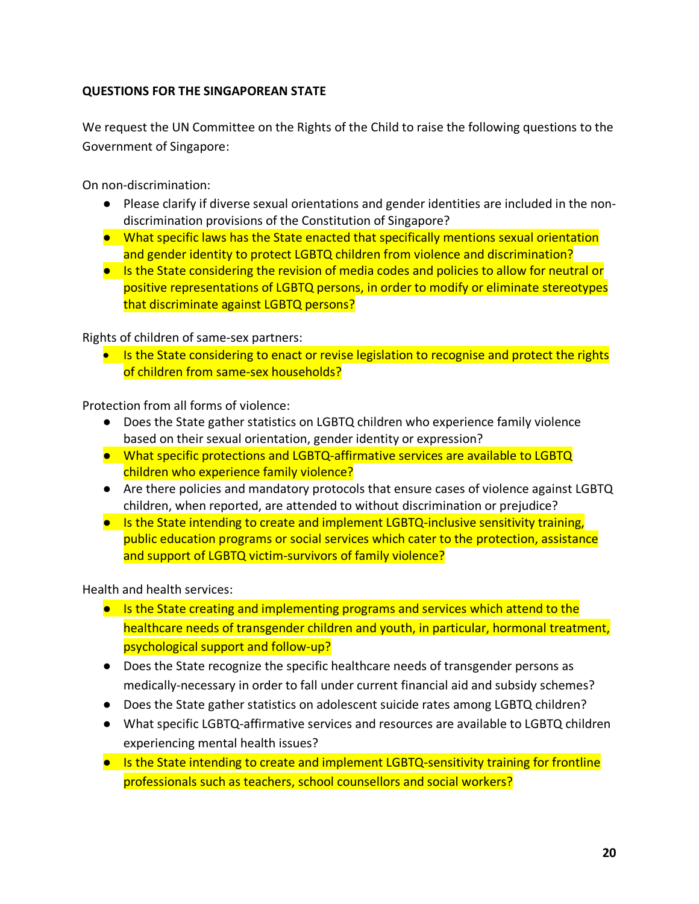**QUESTIONS FOR THE SINGAPOREAN STATE**

We request the UN Committee on the Rights of the Child to raise the following questions to the Government of Singapore:

On non-discrimination:

- Please clarify if diverse sexual orientations and gender identities are included in the non-discrimination provisions of the Constitution of Singapore?
- What specific laws has the State enacted that specifically mentions sexual orientation and gender identity to protect LGBTQ children from violence and discrimination?
- Is the State considering the revision of media codes and policies to allow for neutral or positive representations of LGBTQ persons, in order to modify or eliminate stereotypes that discriminate against LGBTQ persons?

Rights of children of same-sex partners:

- Is the State considering to enact or revise legislation to recognise and protect the rights of children from same-sex households?

Protection from all forms of violence:

- Does the State gather statistics on LGBTQ children who experience family violence based on their sexual orientation, gender identity or expression?
- What specific protections and LGBTQ-affirmative services are available to LGBTQ children who experience family violence?
- Are there policies and mandatory protocols that ensure cases of violence against LGBTQ children, when reported, are attended to without discrimination or prejudice?
- Is the State intending to create and implement LGBTQ-inclusive sensitivity training, public education programs or social services which cater to the protection, assistance and support of LGBTQ victim-survivors of family violence?

Health and health services:

- Is the State creating and implementing programs and services which attend to the healthcare needs of transgender children and youth, in particular, hormonal treatment, psychological support and follow-up?
- Does the State recognize the specific healthcare needs of transgender persons as medically-necessary in order to fall under current financial aid and subsidy schemes?
- Does the State gather statistics on adolescent suicide rates among LGBTQ children?
- What specific LGBTQ-affirmative services and resources are available to LGBTQ children experiencing mental health issues?
- Is the State intending to create and implement LGBTQ-sensitivity training for frontline professionals such as teachers, school counsellors and social workers?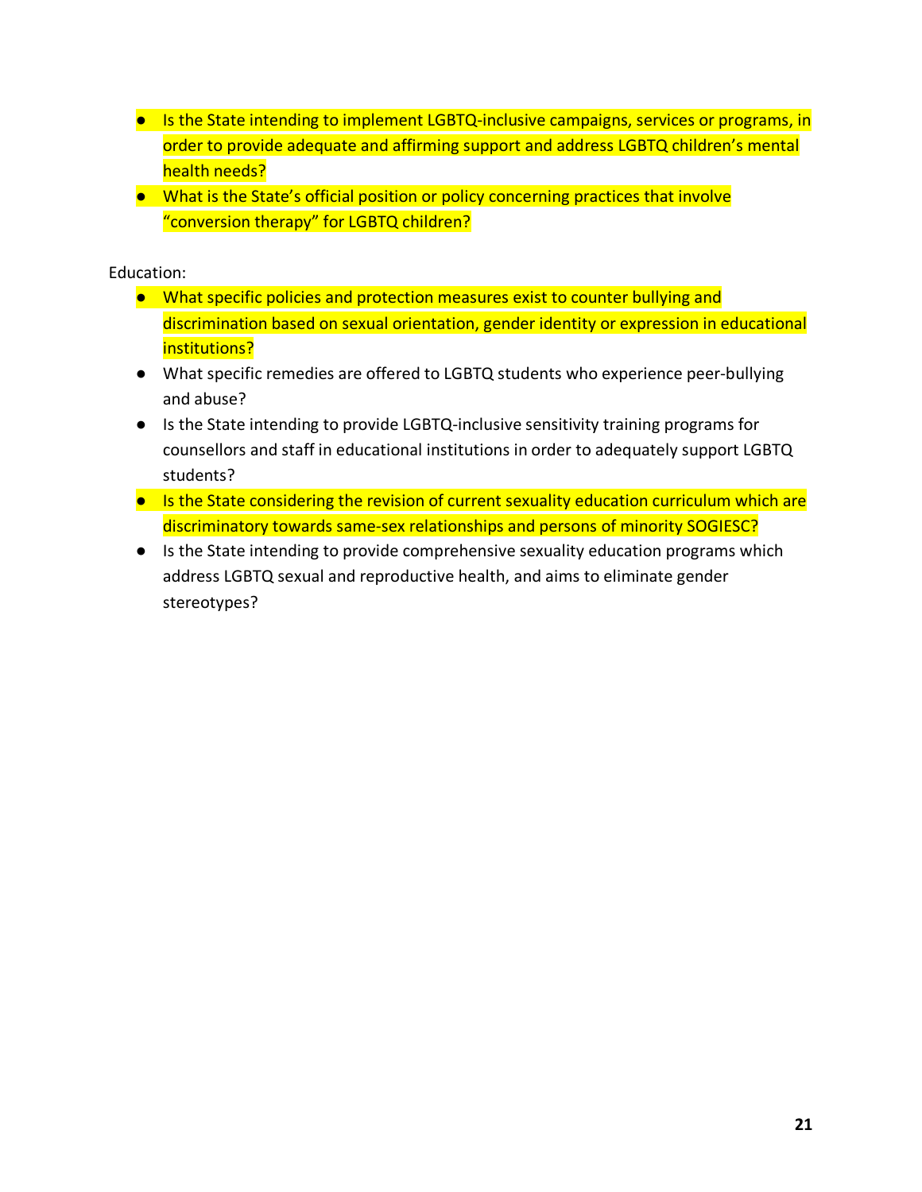- Is the State intending to implement LGBTQ-inclusive campaigns, services or programs, in order to provide adequate and affirming support and address LGBTQ children's mental health needs?
- What is the State's official position or policy concerning practices that involve "conversion therapy" for LGBTQ children?

Education:

- What specific policies and protection measures exist to counter bullying and discrimination based on sexual orientation, gender identity or expression in educational institutions?
- What specific remedies are offered to LGBTQ students who experience peer-bullying and abuse?
- Is the State intending to provide LGBTQ-inclusive sensitivity training programs for counsellors and staff in educational institutions in order to adequately support LGBTQ students?
- Is the State considering the revision of current sexuality education curriculum which are discriminatory towards same-sex relationships and persons of minority SOGIESC?
- Is the State intending to provide comprehensive sexuality education programs which address LGBTQ sexual and reproductive health, and aims to eliminate gender stereotypes?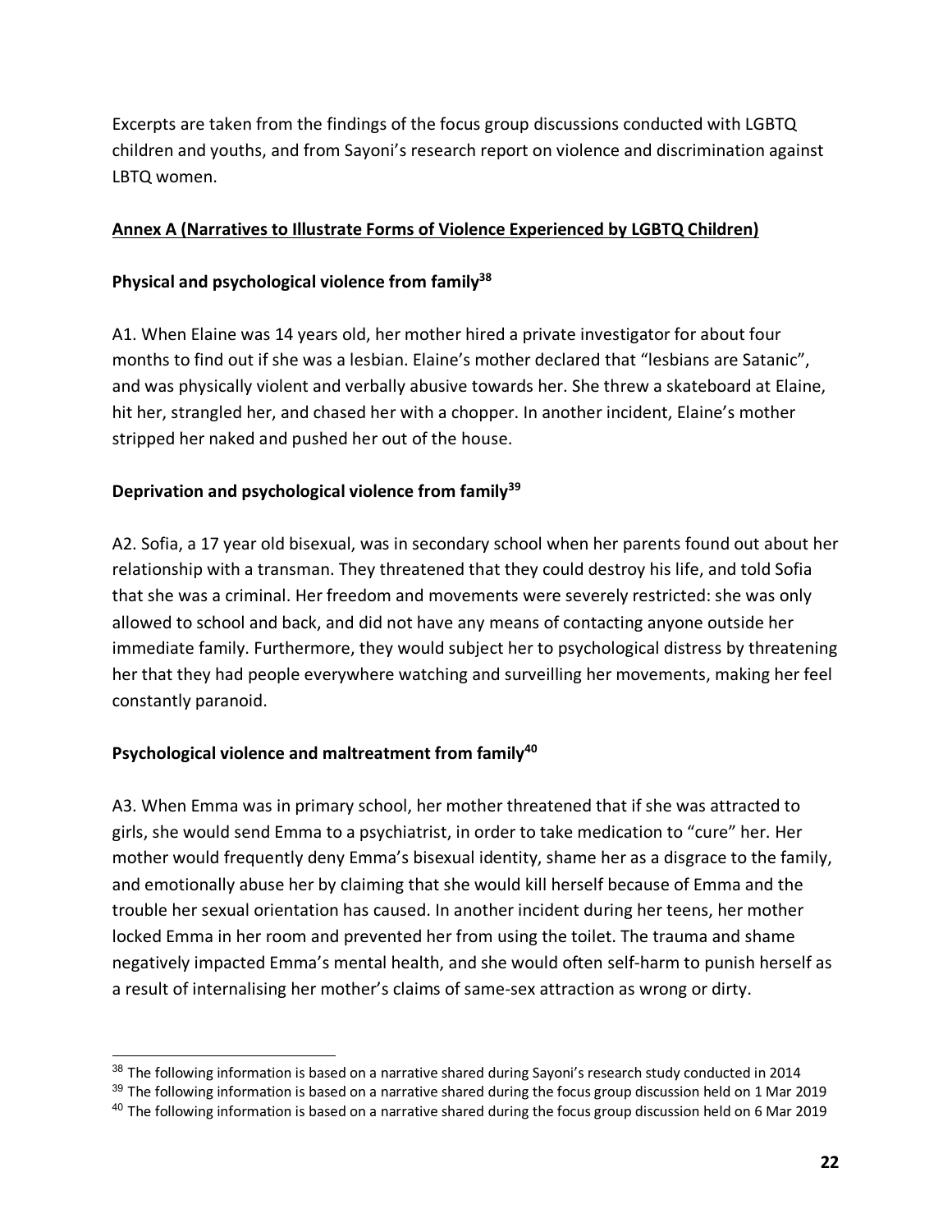Excerpts are taken from the findings of the focus group discussions conducted with LGBTQ children and youths, and from Sayoni's research report on violence and discrimination against LBTQ women.

**Annex A (Narratives to Illustrate Forms of Violence Experienced by LGBTQ Children)**

**Physical and psychological violence from family[38]**

A1. When Elaine was 14 years old, her mother hired a private investigator for about four months to find out if she was a lesbian. Elaine's mother declared that "lesbians are Satanic", and was physically violent and verbally abusive towards her. She threw a skateboard at Elaine, hit her, strangled her, and chased her with a chopper. In another incident, Elaine's mother stripped her naked and pushed her out of the house.

**Deprivation and psychological violence from family[39]**

A2. Sofia, a 17 year old bisexual, was in secondary school when her parents found out about her relationship with a transman. They threatened that they could destroy his life, and told Sofia that she was a criminal. Her freedom and movements were severely restricted: she was only allowed to school and back, and did not have any means of contacting anyone outside her immediate family. Furthermore, they would subject her to psychological distress by threatening her that they had people everywhere watching and surveilling her movements, making her feel constantly paranoid.

**Psychological violence and maltreatment from family[40]**

A3. When Emma was in primary school, her mother threatened that if she was attracted to girls, she would send Emma to a psychiatrist, in order to take medication to "cure" her. Her mother would frequently deny Emma's bisexual identity, shame her as a disgrace to the family, and emotionally abuse her by claiming that she would kill herself because of Emma and the trouble her sexual orientation has caused. In another incident during her teens, her mother locked Emma in her room and prevented her from using the toilet. The trauma and shame negatively impacted Emma's mental health, and she would often self-harm to punish herself as a result of internalising her mother's claims of same-sex attraction as wrong or dirty.

---

[38] The following information is based on a narrative shared during Sayoni's research study conducted in 2014

[39] The following information is based on a narrative shared during the focus group discussion held on 1 Mar 2019

[40] The following information is based on a narrative shared during the focus group discussion held on 6 Mar 2019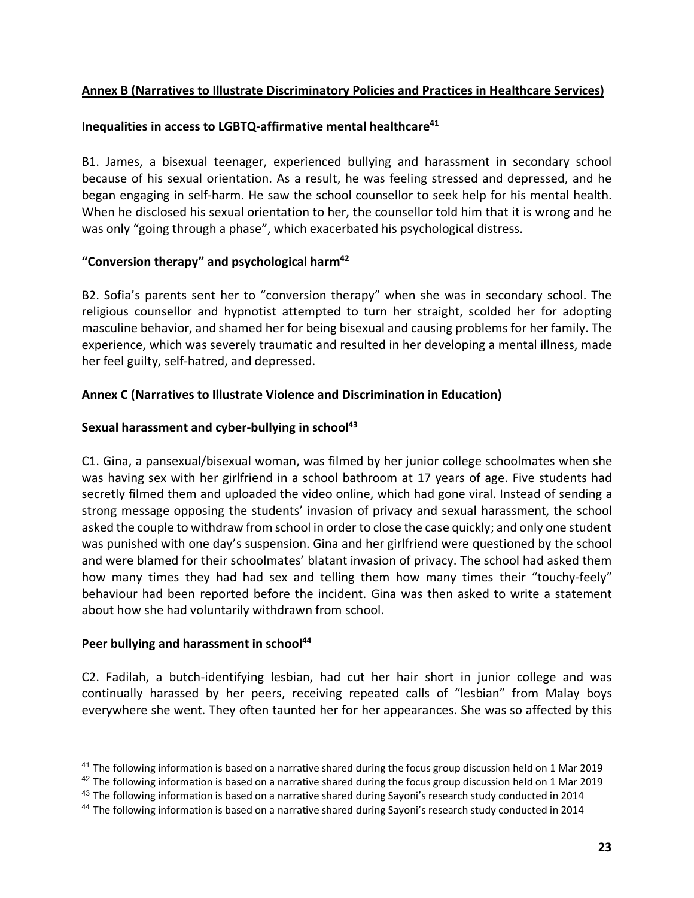## Annex B (Narratives to Illustrate Discriminatory Policies and Practices in Healthcare Services)

### Inequalities in access to LGBTQ-affirmative mental healthcare[41]

B1. James, a bisexual teenager, experienced bullying and harassment in secondary school because of his sexual orientation. As a result, he was feeling stressed and depressed, and he began engaging in self-harm. He saw the school counsellor to seek help for his mental health. When he disclosed his sexual orientation to her, the counsellor told him that it is wrong and he was only "going through a phase", which exacerbated his psychological distress.

### "Conversion therapy" and psychological harm[42]

B2. Sofia's parents sent her to "conversion therapy" when she was in secondary school. The religious counsellor and hypnotist attempted to turn her straight, scolded her for adopting masculine behavior, and shamed her for being bisexual and causing problems for her family. The experience, which was severely traumatic and resulted in her developing a mental illness, made her feel guilty, self-hatred, and depressed.

## Annex C (Narratives to Illustrate Violence and Discrimination in Education)

### Sexual harassment and cyber-bullying in school[43]

C1. Gina, a pansexual/bisexual woman, was filmed by her junior college schoolmates when she was having sex with her girlfriend in a school bathroom at 17 years of age. Five students had secretly filmed them and uploaded the video online, which had gone viral. Instead of sending a strong message opposing the students' invasion of privacy and sexual harassment, the school asked the couple to withdraw from school in order to close the case quickly; and only one student was punished with one day's suspension. Gina and her girlfriend were questioned by the school and were blamed for their schoolmates' blatant invasion of privacy. The school had asked them how many times they had had sex and telling them how many times their "touchy-feely" behaviour had been reported before the incident. Gina was then asked to write a statement about how she had voluntarily withdrawn from school.

### Peer bullying and harassment in school[44]

C2. Fadilah, a butch-identifying lesbian, had cut her hair short in junior college and was continually harassed by her peers, receiving repeated calls of "lesbian" from Malay boys everywhere she went. They often taunted her for her appearances. She was so affected by this

---

[41] The following information is based on a narrative shared during the focus group discussion held on 1 Mar 2019

[42] The following information is based on a narrative shared during the focus group discussion held on 1 Mar 2019

[43] The following information is based on a narrative shared during Sayoni's research study conducted in 2014

[44] The following information is based on a narrative shared during Sayoni's research study conducted in 2014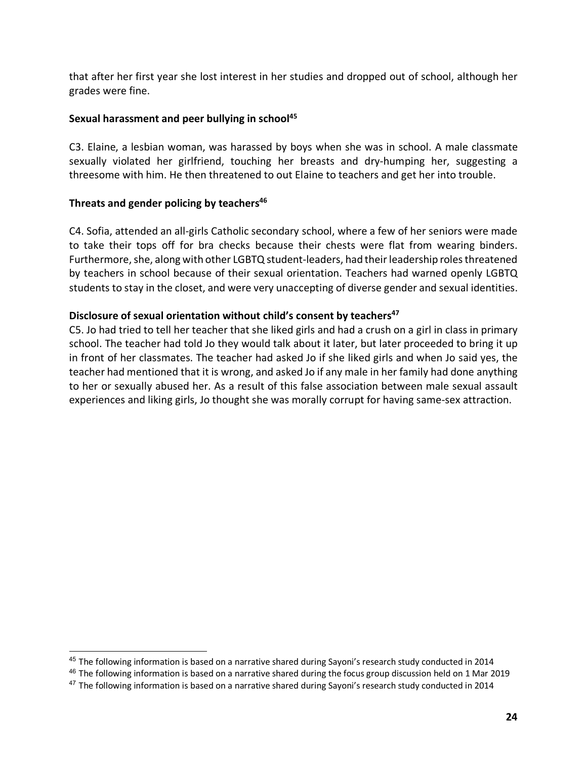that after her first year she lost interest in her studies and dropped out of school, although her grades were fine.

**Sexual harassment and peer bullying in school[45]**

C3. Elaine, a lesbian woman, was harassed by boys when she was in school. A male classmate sexually violated her girlfriend, touching her breasts and dry-humping her, suggesting a threesome with him. He then threatened to out Elaine to teachers and get her into trouble.

**Threats and gender policing by teachers[46]**

C4. Sofia, attended an all-girls Catholic secondary school, where a few of her seniors were made to take their tops off for bra checks because their chests were flat from wearing binders. Furthermore, she, along with other LGBTQ student-leaders, had their leadership roles threatened by teachers in school because of their sexual orientation. Teachers had warned openly LGBTQ students to stay in the closet, and were very unaccepting of diverse gender and sexual identities.

**Disclosure of sexual orientation without child's consent by teachers[47]**

C5. Jo had tried to tell her teacher that she liked girls and had a crush on a girl in class in primary school. The teacher had told Jo they would talk about it later, but later proceeded to bring it up in front of her classmates. The teacher had asked Jo if she liked girls and when Jo said yes, the teacher had mentioned that it is wrong, and asked Jo if any male in her family had done anything to her or sexually abused her. As a result of this false association between male sexual assault experiences and liking girls, Jo thought she was morally corrupt for having same-sex attraction.

[45] The following information is based on a narrative shared during Sayoni's research study conducted in 2014

[46] The following information is based on a narrative shared during the focus group discussion held on 1 Mar 2019

[47] The following information is based on a narrative shared during Sayoni's research study conducted in 2014